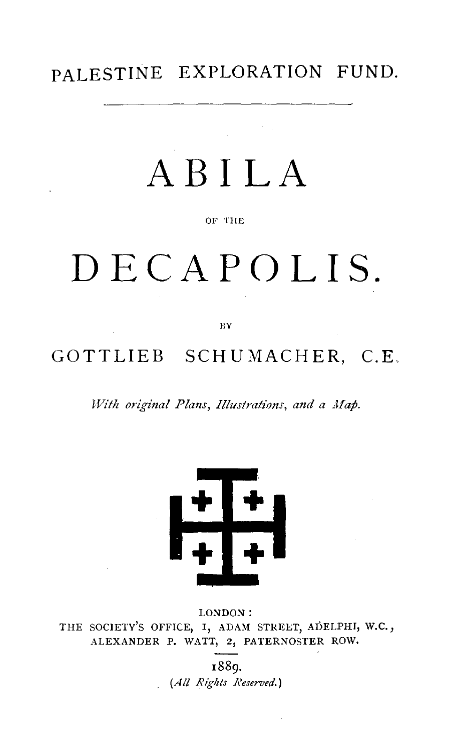PALESTINE EXPLORATION FUND.

# ABILA

OF THE

# DECAPOLIS.

BY

## GOTTLIEB SCHUMACHER, C.E.

*With original Plans, Illustrations, and a Map.*

LONDON:
THE SOCIETY'S OFFICE, 1, ADAM STREET, ADELPHI, W.C.,
ALEXANDER P. WATT, 2, PATERNOSTER ROW.

1889.

*(All Rights Reserved.)*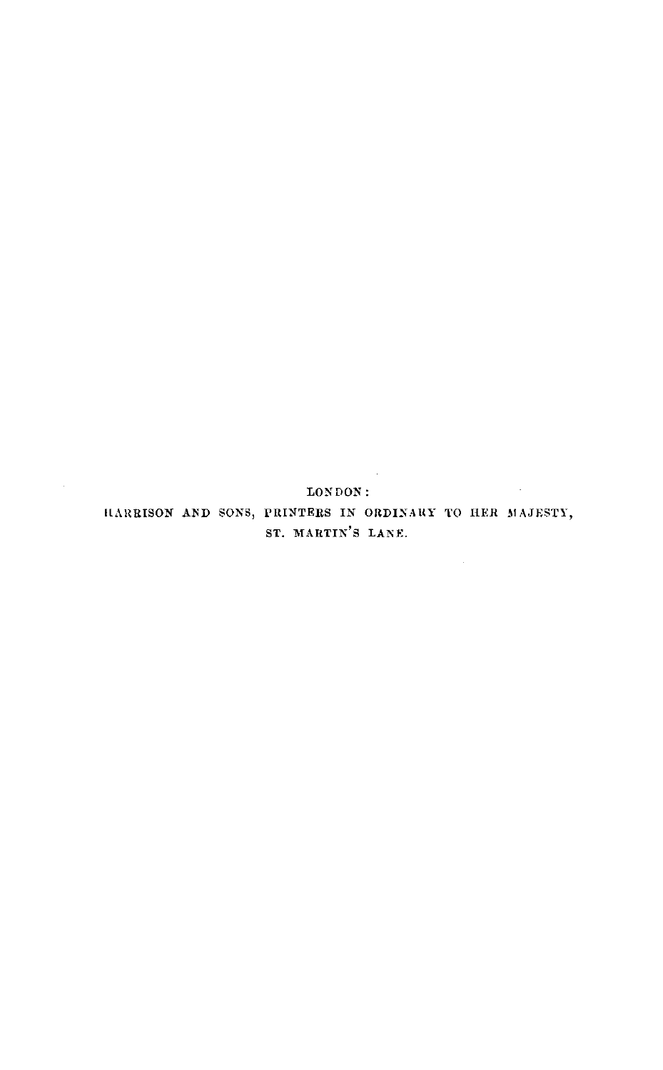LONDON:

HARRISON AND SONS, PRINTERS IN ORDINARY TO HER MAJESTY,

ST. MARTIN'S LANE.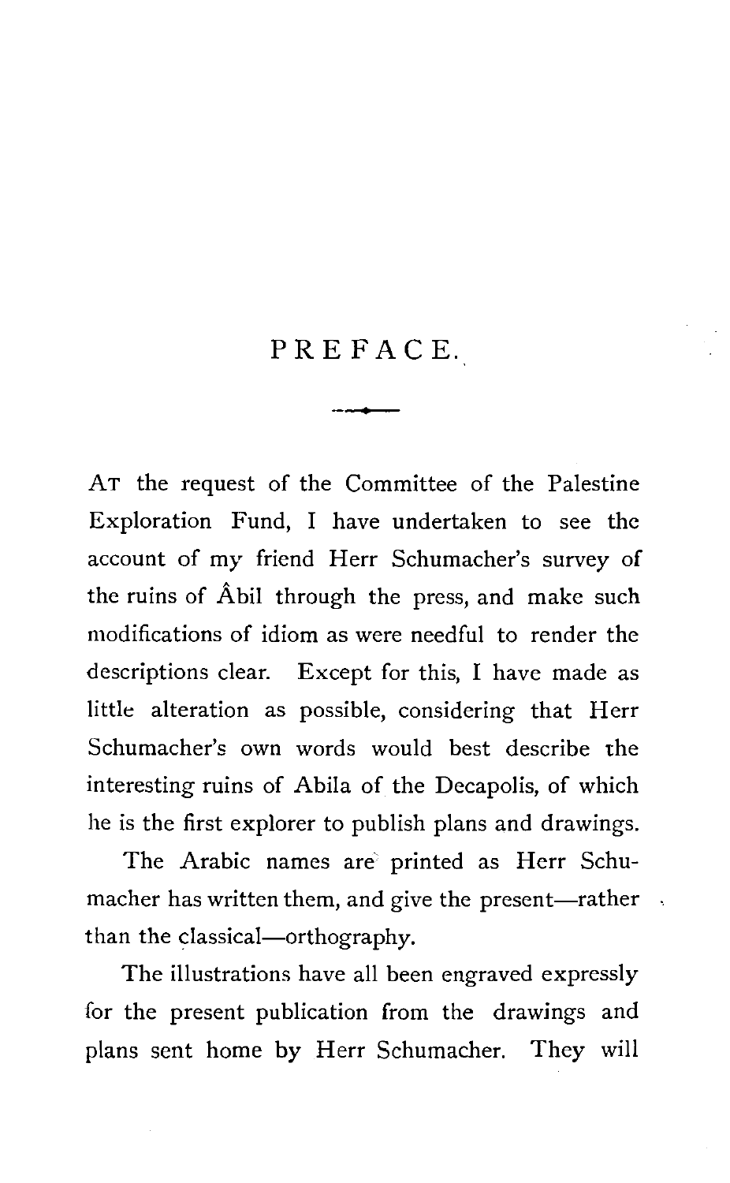# PREFACE.

At the request of the Committee of the Palestine Exploration Fund, I have undertaken to see the account of my friend Herr Schumacher's survey of the ruins of Âbil through the press, and make such modifications of idiom as were needful to render the descriptions clear. Except for this, I have made as little alteration as possible, considering that Herr Schumacher's own words would best describe the interesting ruins of Abila of the Decapolis, of which he is the first explorer to publish plans and drawings.

The Arabic names are printed as Herr Schumacher has written them, and give the present—rather than the classical—orthography.

The illustrations have all been engraved expressly for the present publication from the drawings and plans sent home by Herr Schumacher. They will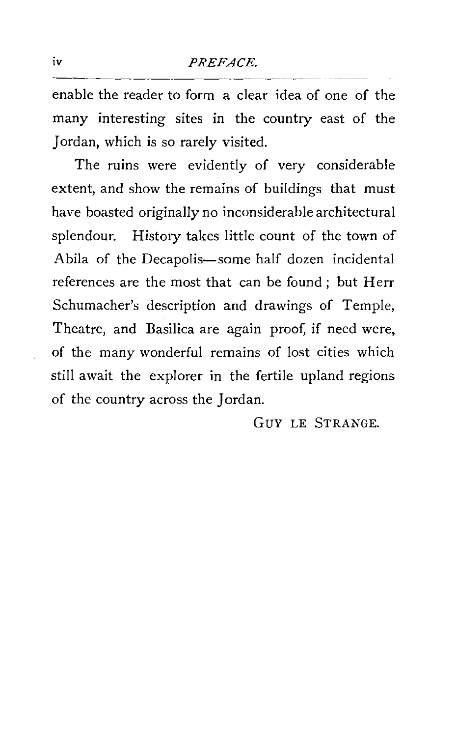enable the reader to form a clear idea of one of the many interesting sites in the country east of the Jordan, which is so rarely visited.

The ruins were evidently of very considerable extent, and show the remains of buildings that must have boasted originally no inconsiderable architectural splendour. History takes little count of the town of Abila of the Decapolis—some half dozen incidental references are the most that can be found; but Herr Schumacher's description and drawings of Temple, Theatre, and Basilica are again proof, if need were, of the many wonderful remains of lost cities which still await the explorer in the fertile upland regions of the country across the Jordan.

GUY LE STRANGE.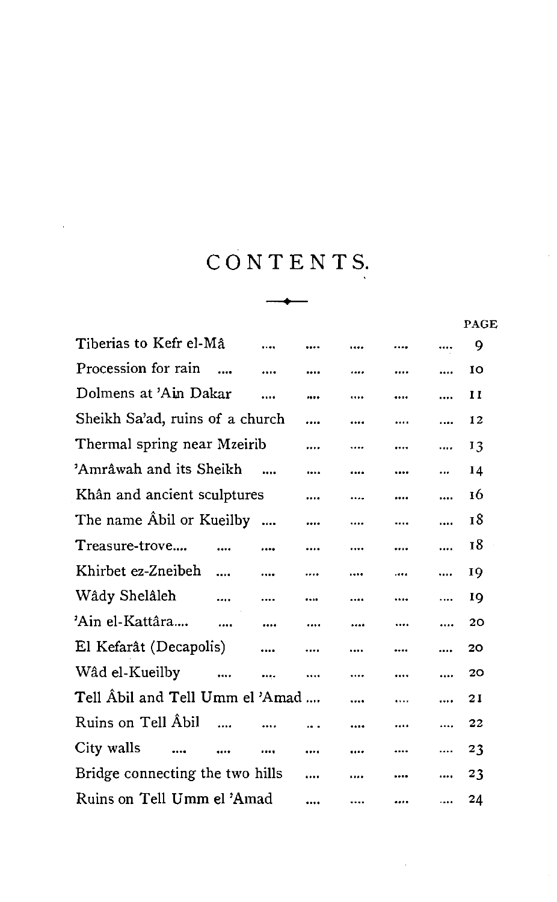# CONTENTS.

| | PAGE |
|---|---|
| Tiberias to Kefr el-Mâ | 9 |
| Procession for rain | 10 |
| Dolmens at 'Ain Dakar | 11 |
| Sheikh Sa'ad, ruins of a church | 12 |
| Thermal spring near Mzeirib | 13 |
| 'Amrâwah and its Sheikh | 14 |
| Khân and ancient sculptures | 16 |
| The name Âbil or Kueilby | 18 |
| Treasure-trove.... | 18 |
| Khirbet ez-Zneibeh | 19 |
| Wâdy Shelâleh | 19 |
| 'Ain el-Kattâra.... | 20 |
| El Kefarât (Decapolis) | 20 |
| Wâd el-Kueilby | 20 |
| Tell Âbil and Tell Umm el 'Amad .... | 21 |
| Ruins on Tell Âbil | 22 |
| City walls | 23 |
| Bridge connecting the two hills | 23 |
| Ruins on Tell Umm el 'Amad | 24 |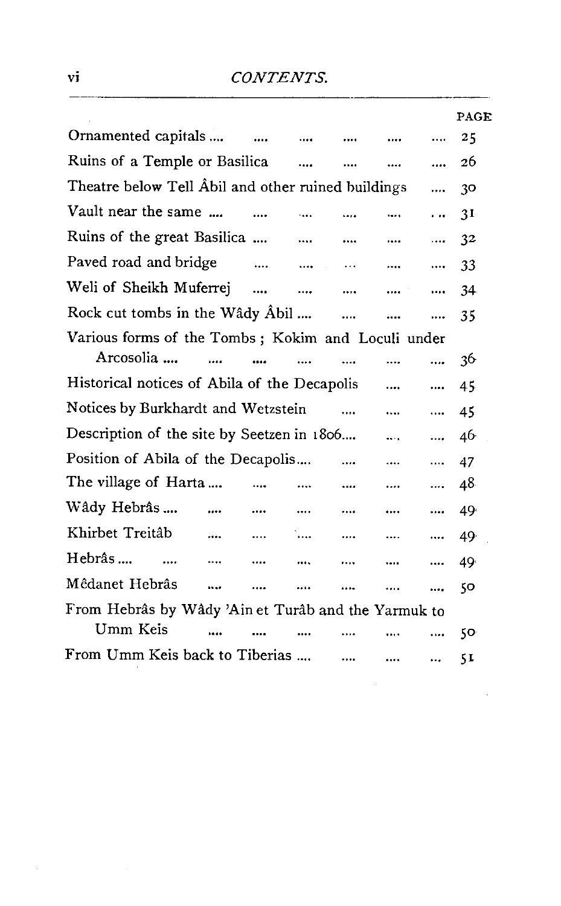| | PAGE |
|---|---|
| Ornamented capitals .... | 25 |
| Ruins of a Temple or Basilica .... | 26 |
| Theatre below Tell Âbil and other ruined buildings .... | 30 |
| Vault near the same .... | 31 |
| Ruins of the great Basilica .... | 32 |
| Paved road and bridge .... | 33 |
| Weli of Sheikh Muferrej .... | 34 |
| Rock cut tombs in the Wâdy Âbil .... | 35 |
| Various forms of the Tombs; Kokim and Loculi under Arcosolia .... | 36 |
| Historical notices of Abila of the Decapolis .... | 45 |
| Notices by Burkhardt and Wetzstein .... | 45 |
| Description of the site by Seetzen in 1806.... | 46 |
| Position of Abila of the Decapolis.... | 47 |
| The village of Harta .... | 48 |
| Wâdy Hebrâs .... | 49 |
| Khirbet Treitâb .... | 49 |
| Hebrâs .... | 49 |
| Mêdanet Hebrâs .... | 50 |
| From Hebrâs by Wâdy 'Ain et Turâb and the Yarmuk to Umm Keis .... | 50 |
| From Umm Keis back to Tiberias .... | 51 |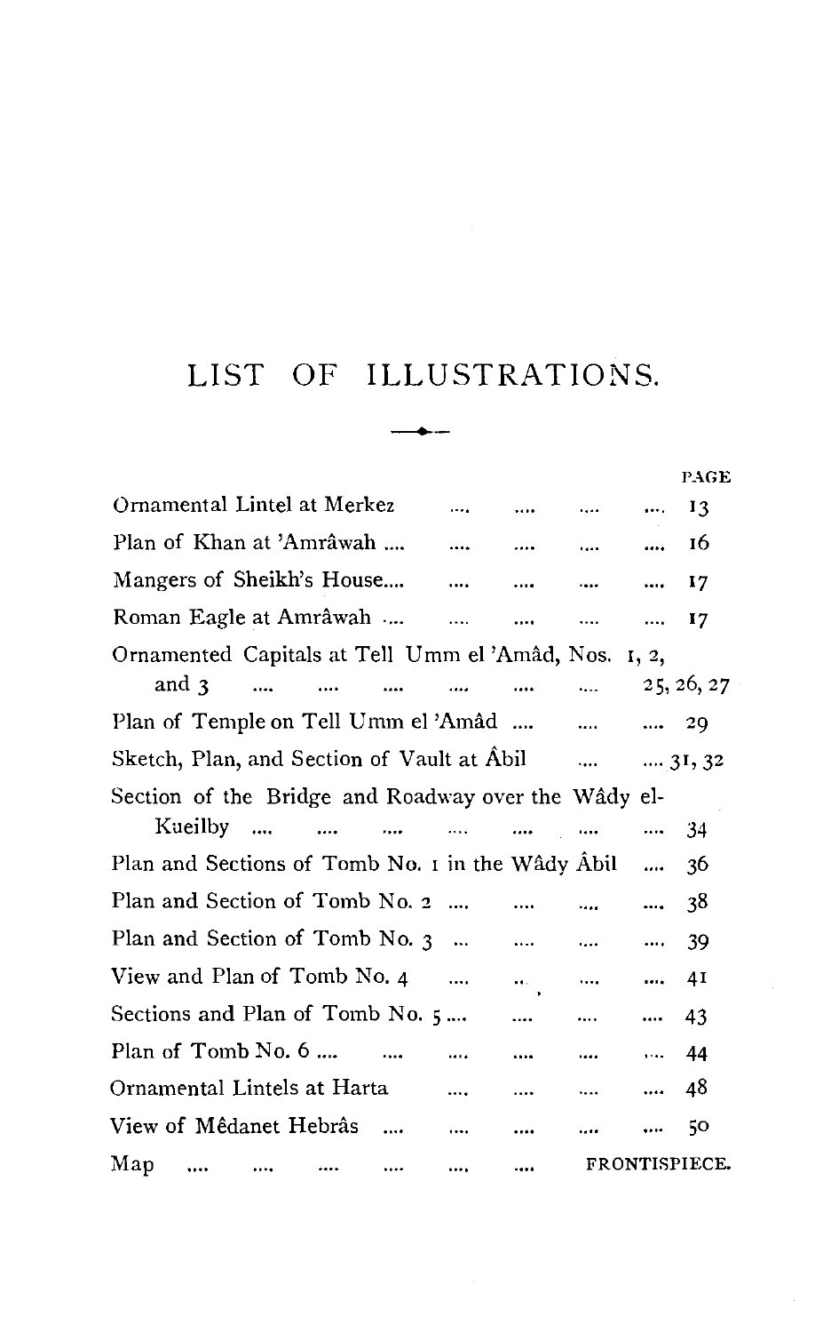# LIST OF ILLUSTRATIONS.

| | PAGE |
|---|---|
| Ornamental Lintel at Merkez | 13 |
| Plan of Khan at 'Amrâwah | 16 |
| Mangers of Sheikh's House | 17 |
| Roman Eagle at Amrâwah | 17 |
| Ornamented Capitals at Tell Umm el 'Amâd, Nos. 1, 2, and 3 | 25, 26, 27 |
| Plan of Temple on Tell Umm el 'Amâd | 29 |
| Sketch, Plan, and Section of Vault at Âbil | 31, 32 |
| Section of the Bridge and Roadway over the Wâdy el-Kueilby | 34 |
| Plan and Sections of Tomb No. 1 in the Wâdy Âbil | 36 |
| Plan and Section of Tomb No. 2 | 38 |
| Plan and Section of Tomb No. 3 | 39 |
| View and Plan of Tomb No. 4 | 41 |
| Sections and Plan of Tomb No. 5 | 43 |
| Plan of Tomb No. 6 | 44 |
| Ornamental Lintels at Harta | 48 |
| View of Mêdanet Hebrâs | 50 |
| Map | FRONTISPIECE. |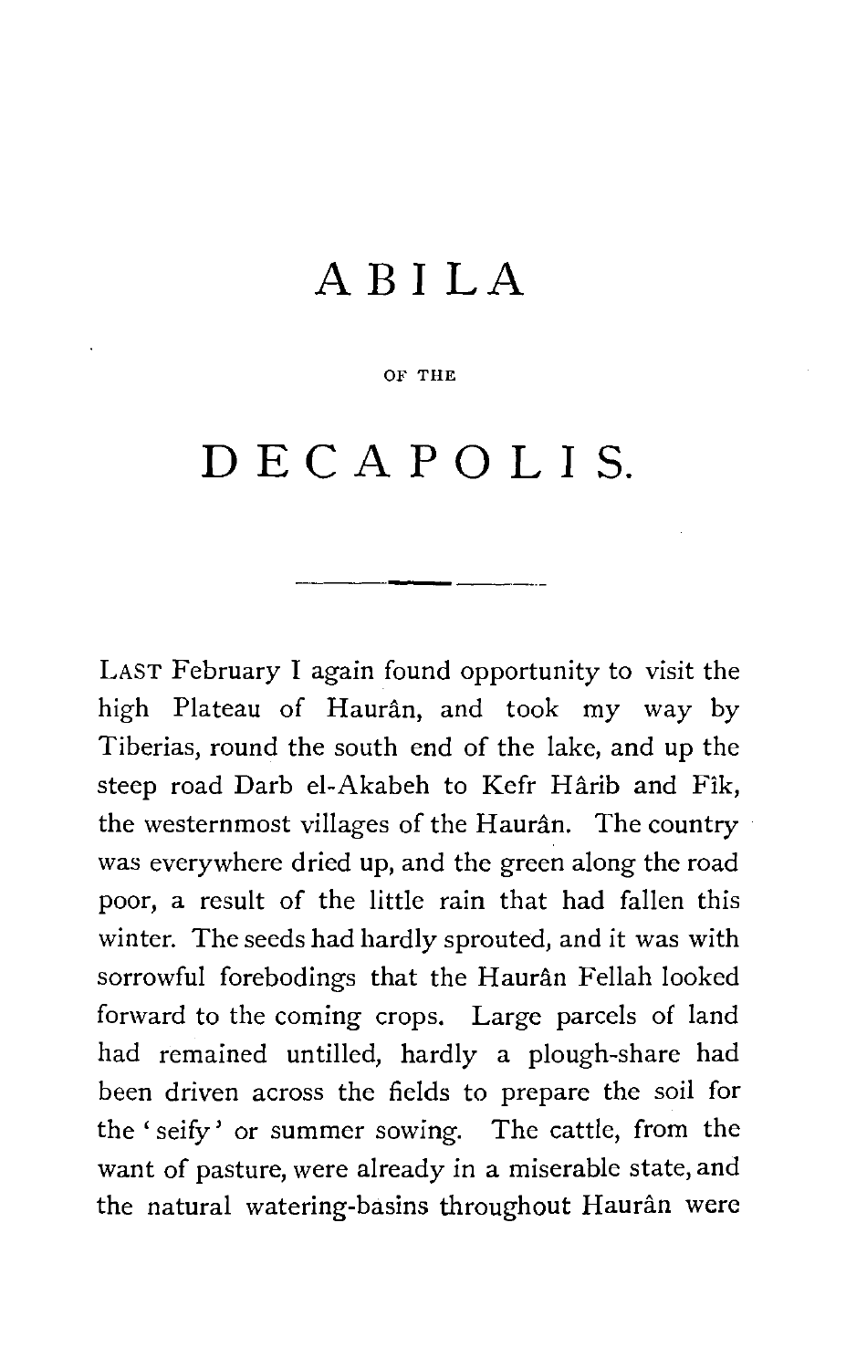# ABILA

OF THE

# DECAPOLIS.

LAST February I again found opportunity to visit the high Plateau of Haurân, and took my way by Tiberias, round the south end of the lake, and up the steep road Darb el-Akabeh to Kefr Hârib and Fîk, the westernmost villages of the Haurân. The country was everywhere dried up, and the green along the road poor, a result of the little rain that had fallen this winter. The seeds had hardly sprouted, and it was with sorrowful forebodings that the Haurân Fellah looked forward to the coming crops. Large parcels of land had remained untilled, hardly a plough-share had been driven across the fields to prepare the soil for the 'seify' or summer sowing. The cattle, from the want of pasture, were already in a miserable state, and the natural watering-basins throughout Haurân were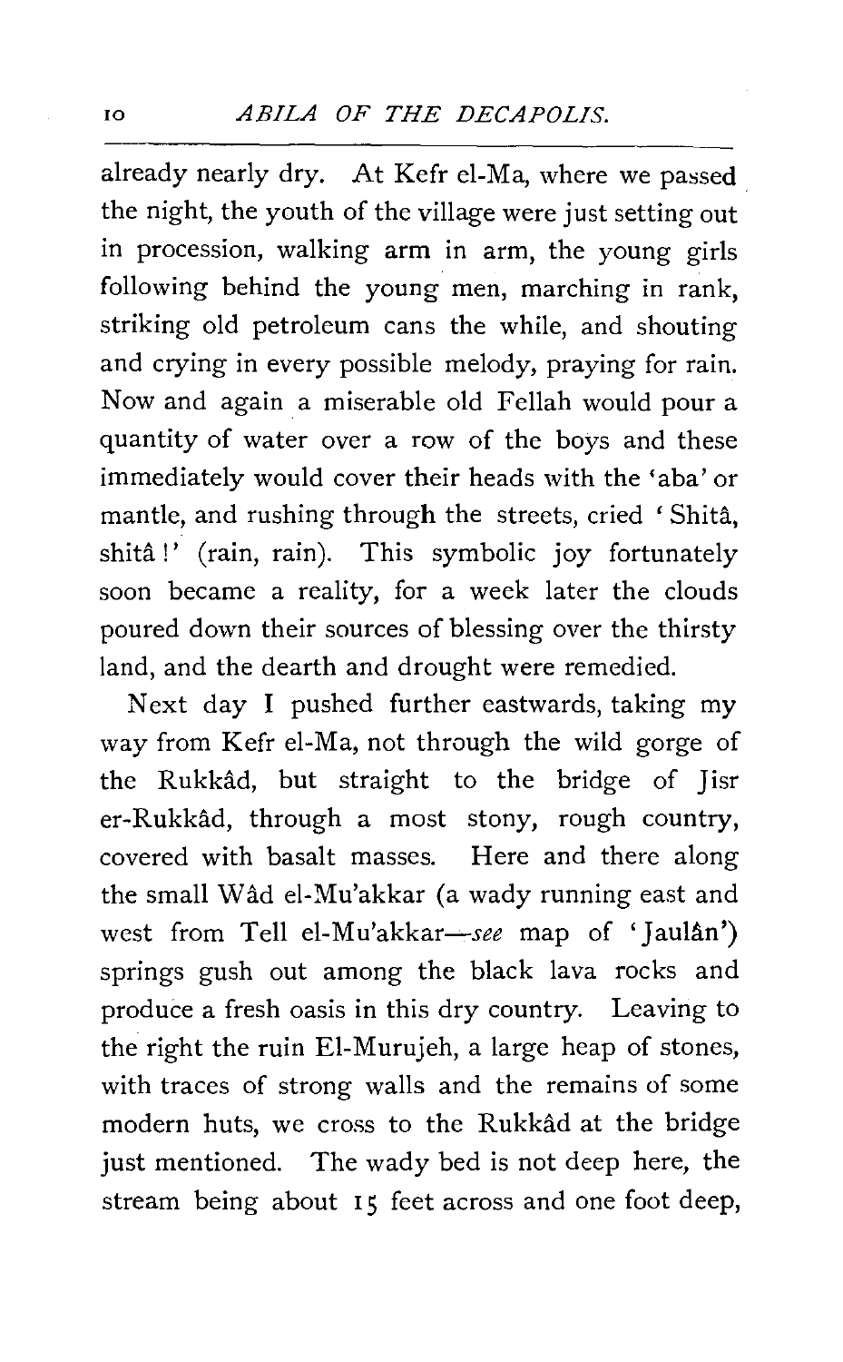already nearly dry. At Kefr el-Ma, where we passed the night, the youth of the village were just setting out in procession, walking arm in arm, the young girls following behind the young men, marching in rank, striking old petroleum cans the while, and shouting and crying in every possible melody, praying for rain. Now and again a miserable old Fellah would pour a quantity of water over a row of the boys and these immediately would cover their heads with the 'aba' or mantle, and rushing through the streets, cried 'Shitâ, shitâ!' (rain, rain). This symbolic joy fortunately soon became a reality, for a week later the clouds poured down their sources of blessing over the thirsty land, and the dearth and drought were remedied.

Next day I pushed further eastwards, taking my way from Kefr el-Ma, not through the wild gorge of the Rukkâd, but straight to the bridge of Jisr er-Rukkâd, through a most stony, rough country, covered with basalt masses. Here and there along the small Wâd el-Mu'akkar (a wady running east and west from Tell el-Mu'akkar—*see* map of 'Jaulân') springs gush out among the black lava rocks and produce a fresh oasis in this dry country. Leaving to the right the ruin El-Murujeh, a large heap of stones, with traces of strong walls and the remains of some modern huts, we cross to the Rukkâd at the bridge just mentioned. The wady bed is not deep here, the stream being about 15 feet across and one foot deep,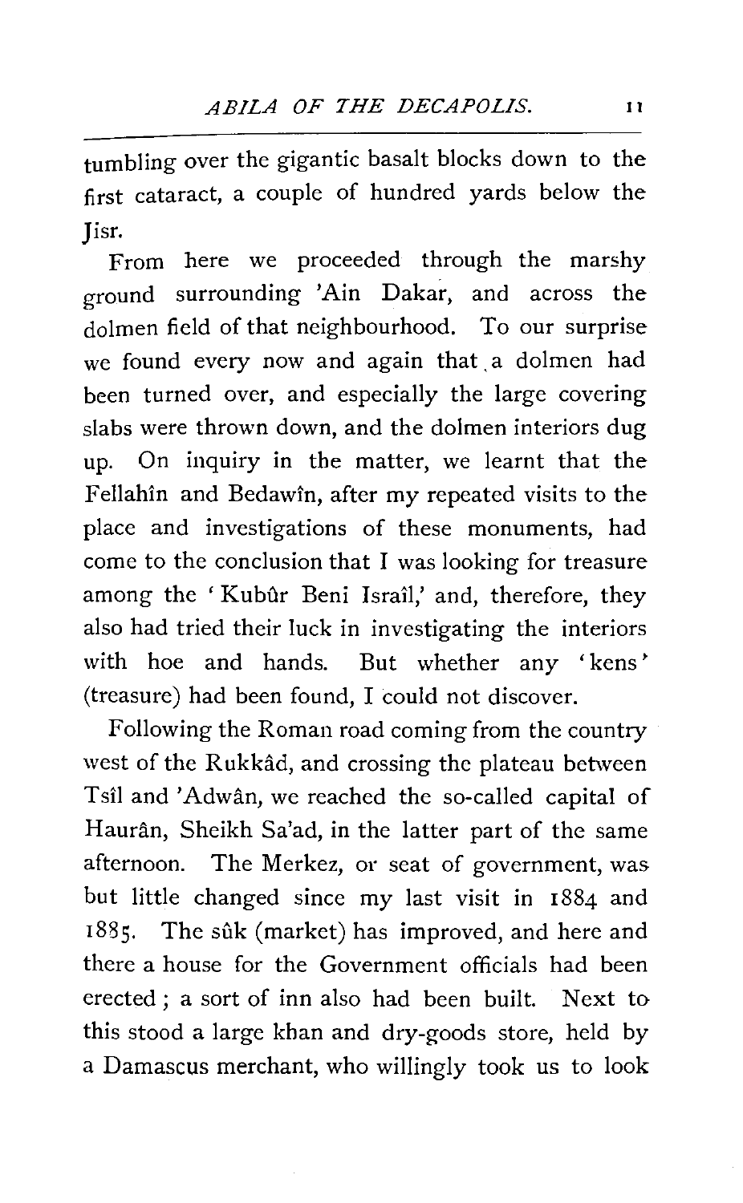tumbling over the gigantic basalt blocks down to the first cataract, a couple of hundred yards below the Jisr.

From here we proceeded through the marshy ground surrounding 'Ain Dakar, and across the dolmen field of that neighbourhood. To our surprise we found every now and again that a dolmen had been turned over, and especially the large covering slabs were thrown down, and the dolmen interiors dug up. On inquiry in the matter, we learnt that the Fellahîn and Bedawîn, after my repeated visits to the place and investigations of these monuments, had come to the conclusion that I was looking for treasure among the 'Kubûr Beni Israîl,' and, therefore, they also had tried their luck in investigating the interiors with hoe and hands. But whether any 'kens' (treasure) had been found, I could not discover.

Following the Roman road coming from the country west of the Rukkâd, and crossing the plateau between Tsîl and 'Adwân, we reached the so-called capital of Haurân, Sheikh Sa'ad, in the latter part of the same afternoon. The Merkez, or seat of government, was but little changed since my last visit in 1884 and 1885. The sûk (market) has improved, and here and there a house for the Government officials had been erected; a sort of inn also had been built. Next to this stood a large khan and dry-goods store, held by a Damascus merchant, who willingly took us to look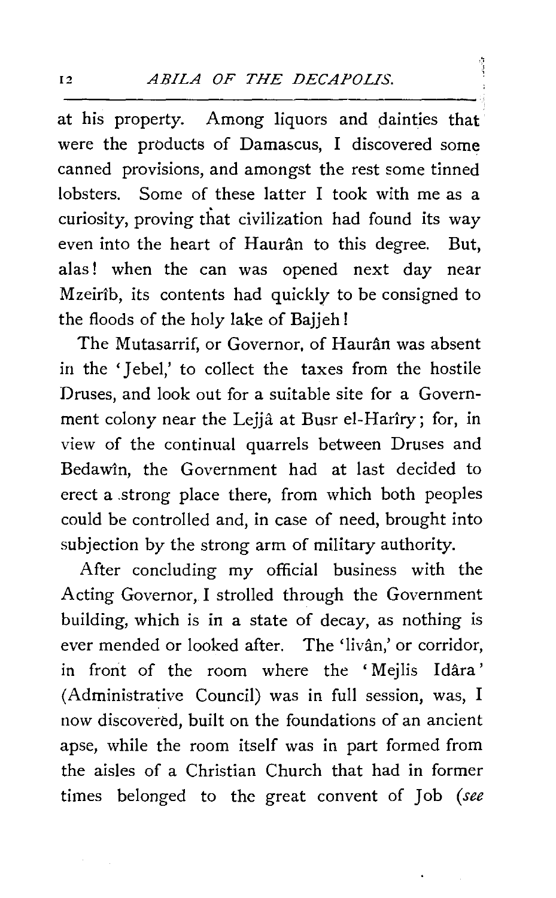at his property. Among liquors and dainties that were the products of Damascus, I discovered some canned provisions, and amongst the rest some tinned lobsters. Some of these latter I took with me as a curiosity, proving that civilization had found its way even into the heart of Haurân to this degree. But, alas! when the can was opened next day near Mzeirîb, its contents had quickly to be consigned to the floods of the holy lake of Bajjeh!

The Mutasarrif, or Governor, of Haurân was absent in the 'Jebel,' to collect the taxes from the hostile Druses, and look out for a suitable site for a Government colony near the Lejjâ at Busr el-Harîry; for, in view of the continual quarrels between Druses and Bedawîn, the Government had at last decided to erect a strong place there, from which both peoples could be controlled and, in case of need, brought into subjection by the strong arm of military authority.

After concluding my official business with the Acting Governor, I strolled through the Government building, which is in a state of decay, as nothing is ever mended or looked after. The 'livân,' or corridor, in front of the room where the 'Mejlis Idâra' (Administrative Council) was in full session, was, I now discovered, built on the foundations of an ancient apse, while the room itself was in part formed from the aisles of a Christian Church that had in former times belonged to the great convent of Job (*see*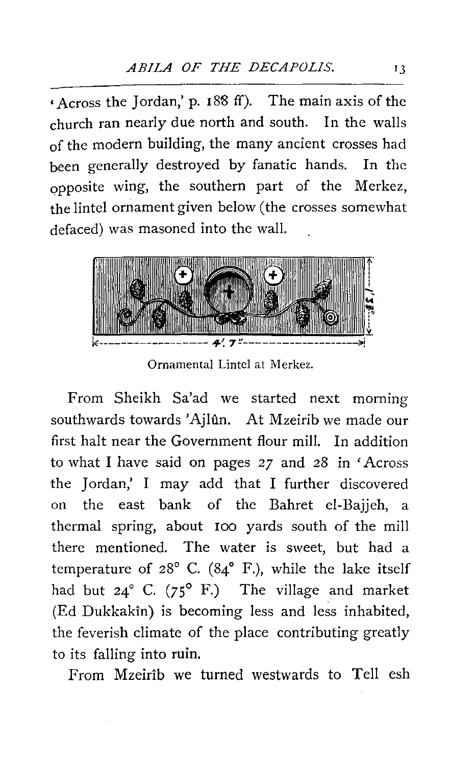'Across the Jordan,' p. 188 ff). The main axis of the church ran nearly due north and south. In the walls of the modern building, the many ancient crosses had been generally destroyed by fanatic hands. In the opposite wing, the southern part of the Merkez, the lintel ornament given below (the crosses somewhat defaced) was masoned into the wall.

Ornamental Lintel at Merkez.

From Sheikh Sa'ad we started next morning southwards towards 'Ajlûn. At Mzeirib we made our first halt near the Government flour mill. In addition to what I have said on pages 27 and 28 in 'Across the Jordan,' I may add that I further discovered on the east bank of the Bahret el-Bajjeh, a thermal spring, about 100 yards south of the mill there mentioned. The water is sweet, but had a temperature of 28° C. (84° F.), while the lake itself had but 24° C. (75° F.) The village and market (Ed Dukkakîn) is becoming less and less inhabited, the feverish climate of the place contributing greatly to its falling into ruin.

From Mzeirîb we turned westwards to Tell esh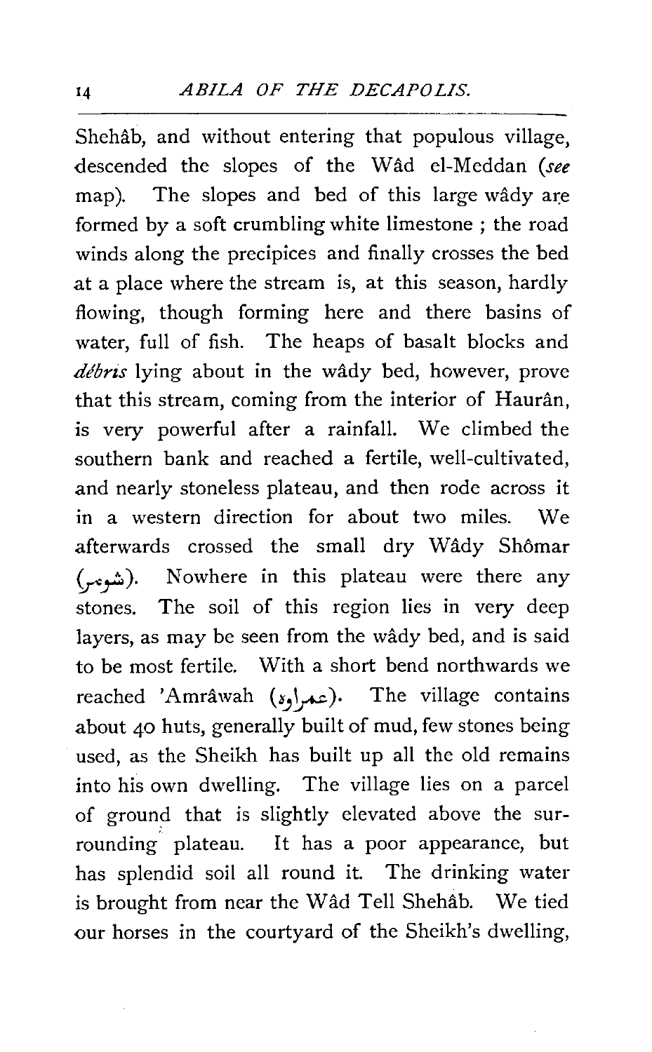Shehâb, and without entering that populous village, descended the slopes of the Wâd el-Meddan (*see* map). The slopes and bed of this large wâdy are formed by a soft crumbling white limestone ; the road winds along the precipices and finally crosses the bed at a place where the stream is, at this season, hardly flowing, though forming here and there basins of water, full of fish. The heaps of basalt blocks and *débris* lying about in the wâdy bed, however, prove that this stream, coming from the interior of Haurân, is very powerful after a rainfall. We climbed the southern bank and reached a fertile, well-cultivated, and nearly stoneless plateau, and then rode across it in a western direction for about two miles. We afterwards crossed the small dry Wâdy Shômar (شومر). Nowhere in this plateau were there any stones. The soil of this region lies in very deep layers, as may be seen from the wâdy bed, and is said to be most fertile. With a short bend northwards we reached 'Amrâwah (عمراوة). The village contains about 40 huts, generally built of mud, few stones being used, as the Sheikh has built up all the old remains into his own dwelling. The village lies on a parcel of ground that is slightly elevated above the surrounding plateau. It has a poor appearance, but has splendid soil all round it. The drinking water is brought from near the Wâd Tell Shehâb. We tied our horses in the courtyard of the Sheikh's dwelling,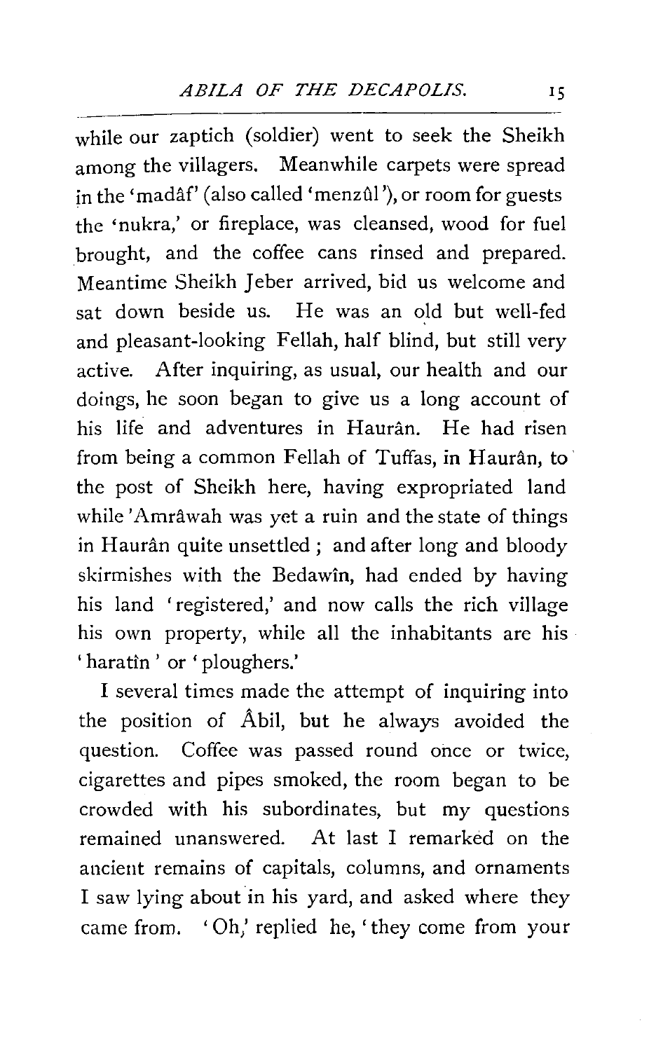while our zaptich (soldier) went to seek the Sheikh among the villagers. Meanwhile carpets were spread in the 'madâf' (also called 'menzûl'), or room for guests the 'nukra,' or fireplace, was cleansed, wood for fuel brought, and the coffee cans rinsed and prepared. Meantime Sheikh Jeber arrived, bid us welcome and sat down beside us. He was an old but well-fed and pleasant-looking Fellah, half blind, but still very active. After inquiring, as usual, our health and our doings, he soon began to give us a long account of his life and adventures in Haurân. He had risen from being a common Fellah of Tuffas, in Haurân, to the post of Sheikh here, having expropriated land while 'Amrâwah was yet a ruin and the state of things in Haurân quite unsettled; and after long and bloody skirmishes with the Bedawîn, had ended by having his land 'registered,' and now calls the rich village his own property, while all the inhabitants are his 'haratîn' or 'ploughers.'

I several times made the attempt of inquiring into the position of Âbil, but he always avoided the question. Coffee was passed round once or twice, cigarettes and pipes smoked, the room began to be crowded with his subordinates, but my questions remained unanswered. At last I remarked on the ancient remains of capitals, columns, and ornaments I saw lying about in his yard, and asked where they came from. 'Oh,' replied he, 'they come from your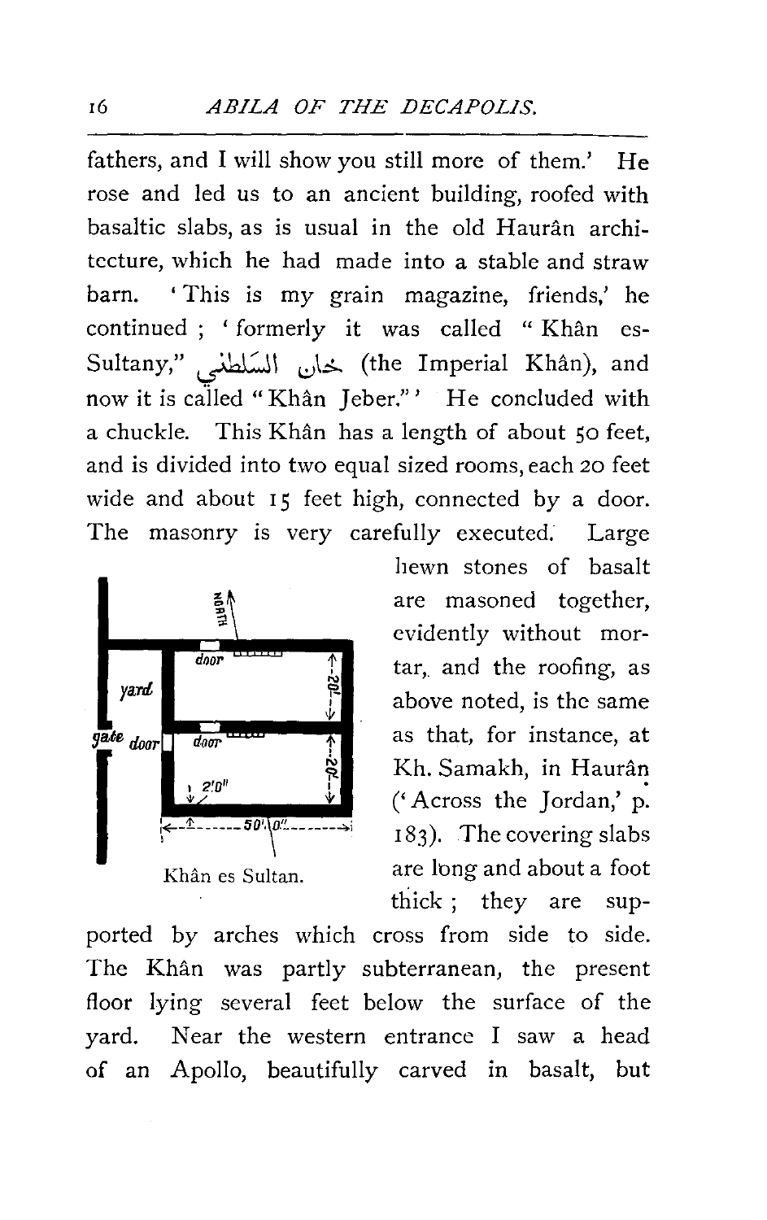fathers, and I will show you still more of them.' He rose and led us to an ancient building, roofed with basaltic slabs, as is usual in the old Haurân architecture, which he had made into a stable and straw barn. 'This is my grain magazine, friends,' he continued; 'formerly it was called "Khân es-Sultany," خان السّلطني (the Imperial Khân), and now it is called "Khân Jeber."' He concluded with a chuckle. This Khân has a length of about 50 feet, and is divided into two equal sized rooms, each 20 feet wide and about 15 feet high, connected by a door. The masonry is very carefully executed. Large hewn stones of basalt are masoned together, evidently without mortar, and the roofing, as above noted, is the same as that, for instance, at Kh. Samakh, in Haurân ('Across the Jordan,' p. 183). The covering slabs are long and about a foot thick; they are supported by arches which cross from side to side. The Khân was partly subterranean, the present floor lying several feet below the surface of the yard. Near the western entrance I saw a head of an Apollo, beautifully carved in basalt, but

Khân es Sultan.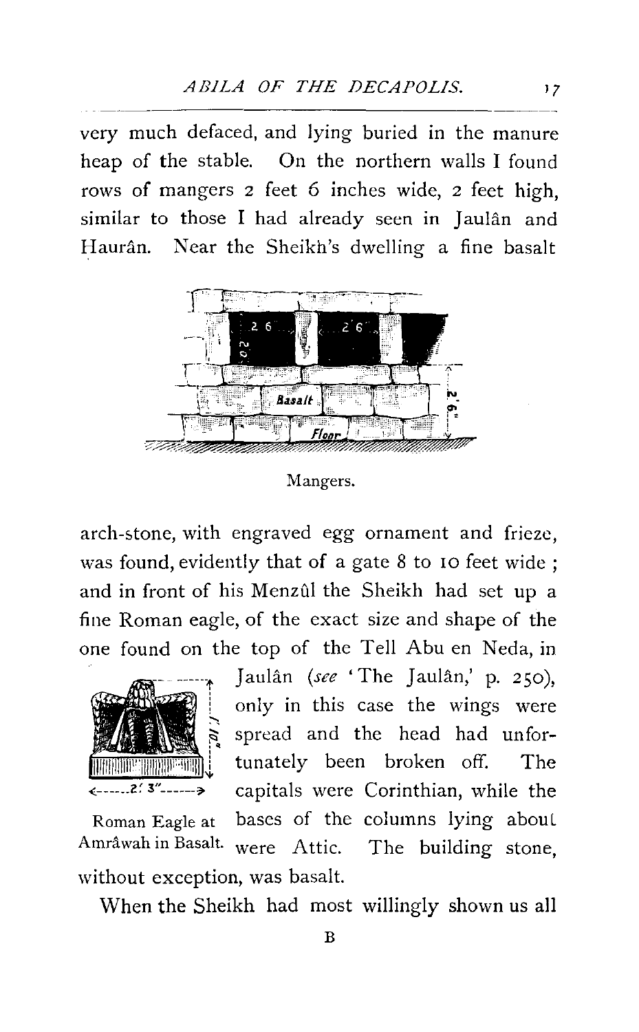very much defaced, and lying buried in the manure heap of the stable. On the northern walls I found rows of mangers 2 feet 6 inches wide, 2 feet high, similar to those I had already seen in Jaulân and Haurân. Near the Sheikh's dwelling a fine basalt

Mangers.

arch-stone, with engraved egg ornament and frieze, was found, evidently that of a gate 8 to 10 feet wide; and in front of his Menzûl the Sheikh had set up a fine Roman eagle, of the exact size and shape of the one found on the top of the Tell Abu en Neda, in Jaulân (*see* 'The Jaulân,' p. 250), only in this case the wings were spread and the head had unfortunately been broken off. The capitals were Corinthian, while the bases of the columns lying about were Attic. The building stone, without exception, was basalt.

Roman Eagle at Amrâwah in Basalt.

When the Sheikh had most willingly shown us all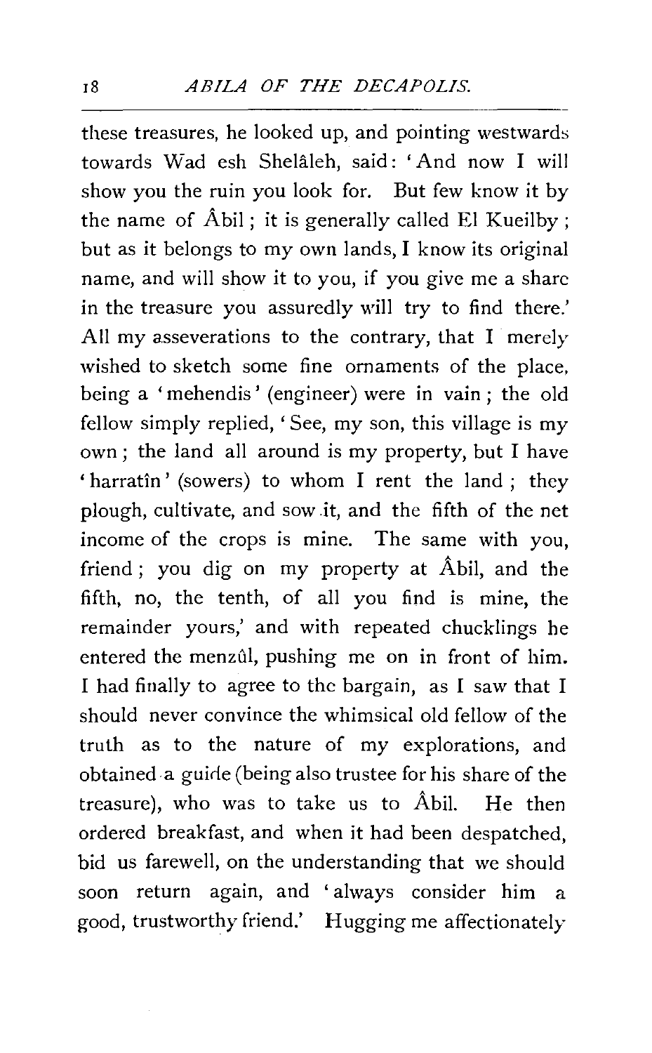these treasures, he looked up, and pointing westwards towards Wad esh Shelâleh, said: 'And now I will show you the ruin you look for. But few know it by the name of Âbil; it is generally called El Kueilby; but as it belongs to my own lands, I know its original name, and will show it to you, if you give me a share in the treasure you assuredly will try to find there.' All my asseverations to the contrary, that I merely wished to sketch some fine ornaments of the place, being a 'mehendis' (engineer) were in vain; the old fellow simply replied, 'See, my son, this village is my own; the land all around is my property, but I have 'harratîn' (sowers) to whom I rent the land; they plough, cultivate, and sow it, and the fifth of the net income of the crops is mine. The same with you, friend; you dig on my property at Âbil, and the fifth, no, the tenth, of all you find is mine, the remainder yours,' and with repeated chucklings he entered the menzûl, pushing me on in front of him. I had finally to agree to the bargain, as I saw that I should never convince the whimsical old fellow of the truth as to the nature of my explorations, and obtained a guide (being also trustee for his share of the treasure), who was to take us to Âbil. He then ordered breakfast, and when it had been despatched, bid us farewell, on the understanding that we should soon return again, and 'always consider him a good, trustworthy friend.' Hugging me affectionately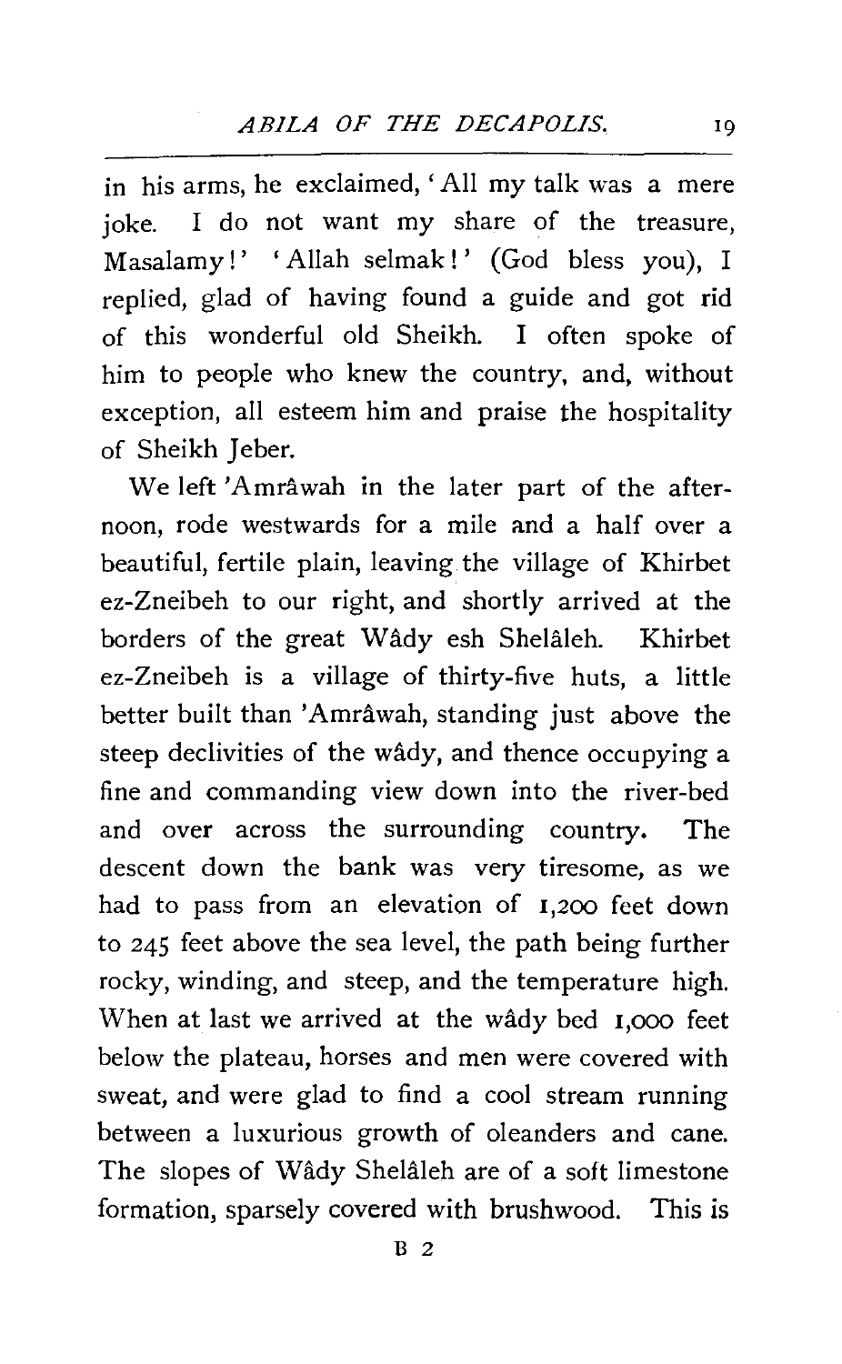in his arms, he exclaimed, 'All my talk was a mere joke. I do not want my share of the treasure, Masalamy!' 'Allah selmak!' (God bless you), I replied, glad of having found a guide and got rid of this wonderful old Sheikh. I often spoke of him to people who knew the country, and, without exception, all esteem him and praise the hospitality of Sheikh Jeber.

We left 'Amrâwah in the later part of the afternoon, rode westwards for a mile and a half over a beautiful, fertile plain, leaving the village of Khirbet ez-Zneibeh to our right, and shortly arrived at the borders of the great Wâdy esh Shelâleh. Khirbet ez-Zneibeh is a village of thirty-five huts, a little better built than 'Amrâwah, standing just above the steep declivities of the wâdy, and thence occupying a fine and commanding view down into the river-bed and over across the surrounding country. The descent down the bank was very tiresome, as we had to pass from an elevation of 1,200 feet down to 245 feet above the sea level, the path being further rocky, winding, and steep, and the temperature high. When at last we arrived at the wâdy bed 1,000 feet below the plateau, horses and men were covered with sweat, and were glad to find a cool stream running between a luxurious growth of oleanders and cane. The slopes of Wâdy Shelâleh are of a soft limestone formation, sparsely covered with brushwood. This is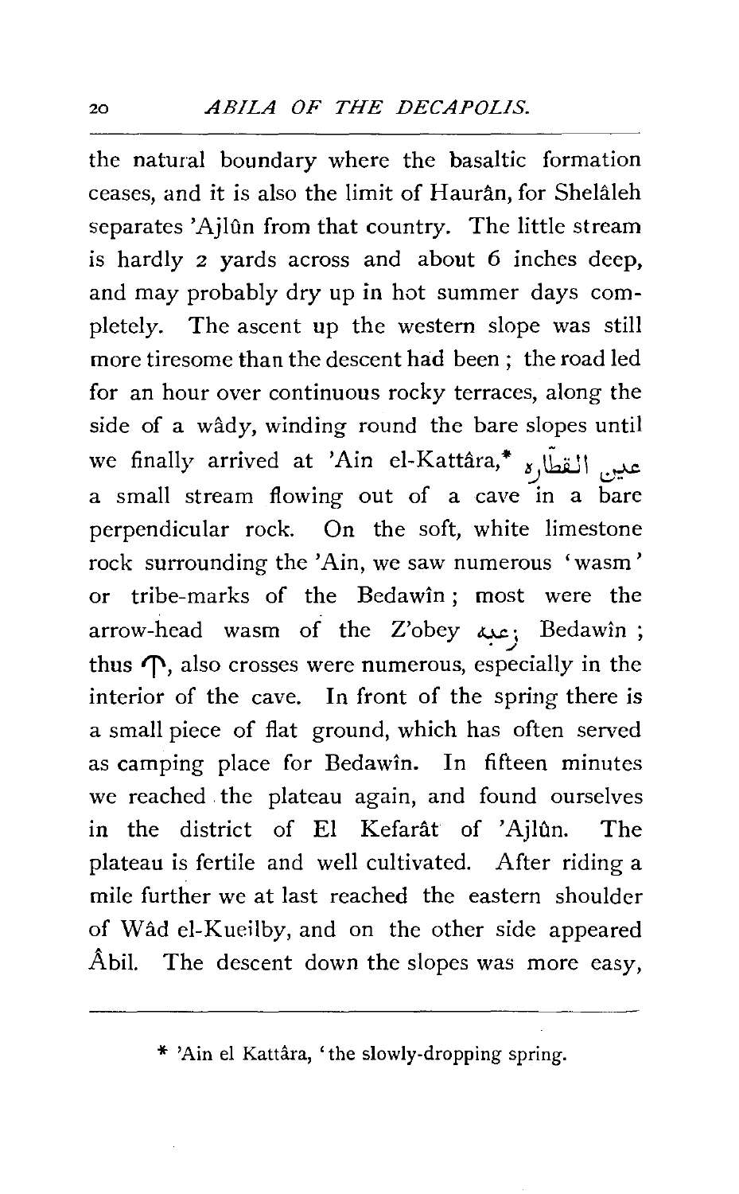the natural boundary where the basaltic formation ceases, and it is also the limit of Haurân, for Shelâleh separates 'Ajlûn from that country. The little stream is hardly 2 yards across and about 6 inches deep, and may probably dry up in hot summer days completely. The ascent up the western slope was still more tiresome than the descent had been; the road led for an hour over continuous rocky terraces, along the side of a wâdy, winding round the bare slopes until we finally arrived at 'Ain el-Kattâra,* عين القطارة a small stream flowing out of a cave in a bare perpendicular rock. On the soft, white limestone rock surrounding the 'Ain, we saw numerous 'wasm' or tribe-marks of the Bedawîn; most were the arrow-head wasm of the Z'obey زعبه Bedawîn; thus ↑, also crosses were numerous, especially in the interior of the cave. In front of the spring there is a small piece of flat ground, which has often served as camping place for Bedawîn. In fifteen minutes we reached the plateau again, and found ourselves in the district of El Kefarât of 'Ajlûn. The plateau is fertile and well cultivated. After riding a mile further we at last reached the eastern shoulder of Wâd el-Kueilby, and on the other side appeared Âbil. The descent down the slopes was more easy,

* 'Ain el Kattâra, 'the slowly-dropping spring.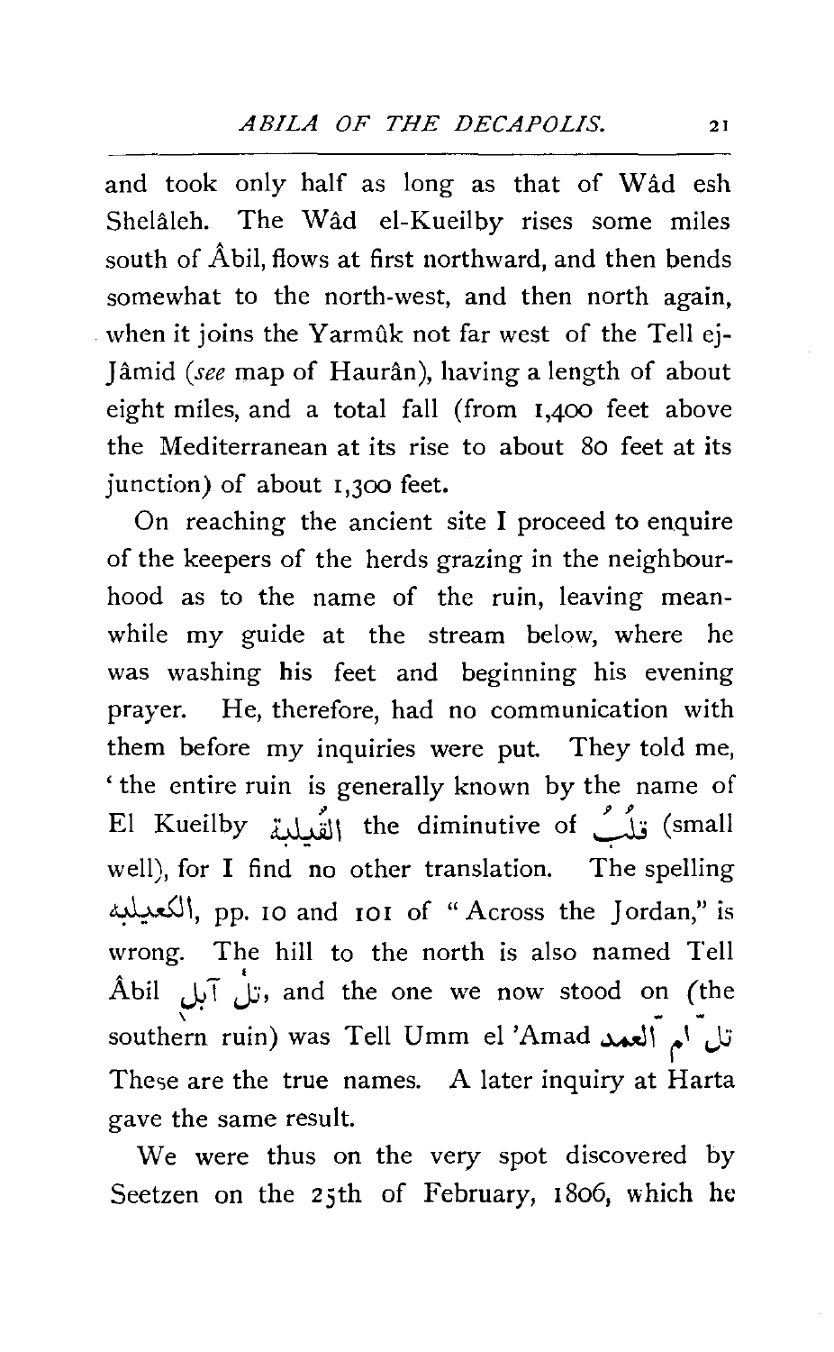and took only half as long as that of Wâd esh Shelâleh. The Wâd el-Kueilby rises some miles south of Âbil, flows at first northward, and then bends somewhat to the north-west, and then north again, when it joins the Yarmûk not far west of the Tell ej-Jâmid (*see* map of Haurân), having a length of about eight miles, and a total fall (from 1,400 feet above the Mediterranean at its rise to about 80 feet at its junction) of about 1,300 feet.

On reaching the ancient site I proceed to enquire of the keepers of the herds grazing in the neighbourhood as to the name of the ruin, leaving meanwhile my guide at the stream below, where he was washing his feet and beginning his evening prayer. He, therefore, had no communication with them before my inquiries were put. They told me, 'the entire ruin is generally known by the name of El Kueilby القُلَيبة the diminutive of قَلْب (small well), for I find no other translation. The spelling الكعيلبه, pp. 10 and 101 of "Across the Jordan," is wrong. The hill to the north is also named Tell Âbil تل آبل, and the one we now stood on (the southern ruin) was Tell Umm el 'Amad تل ام العمد These are the true names. A later inquiry at Harta gave the same result.

We were thus on the very spot discovered by Seetzen on the 25th of February, 1806, which he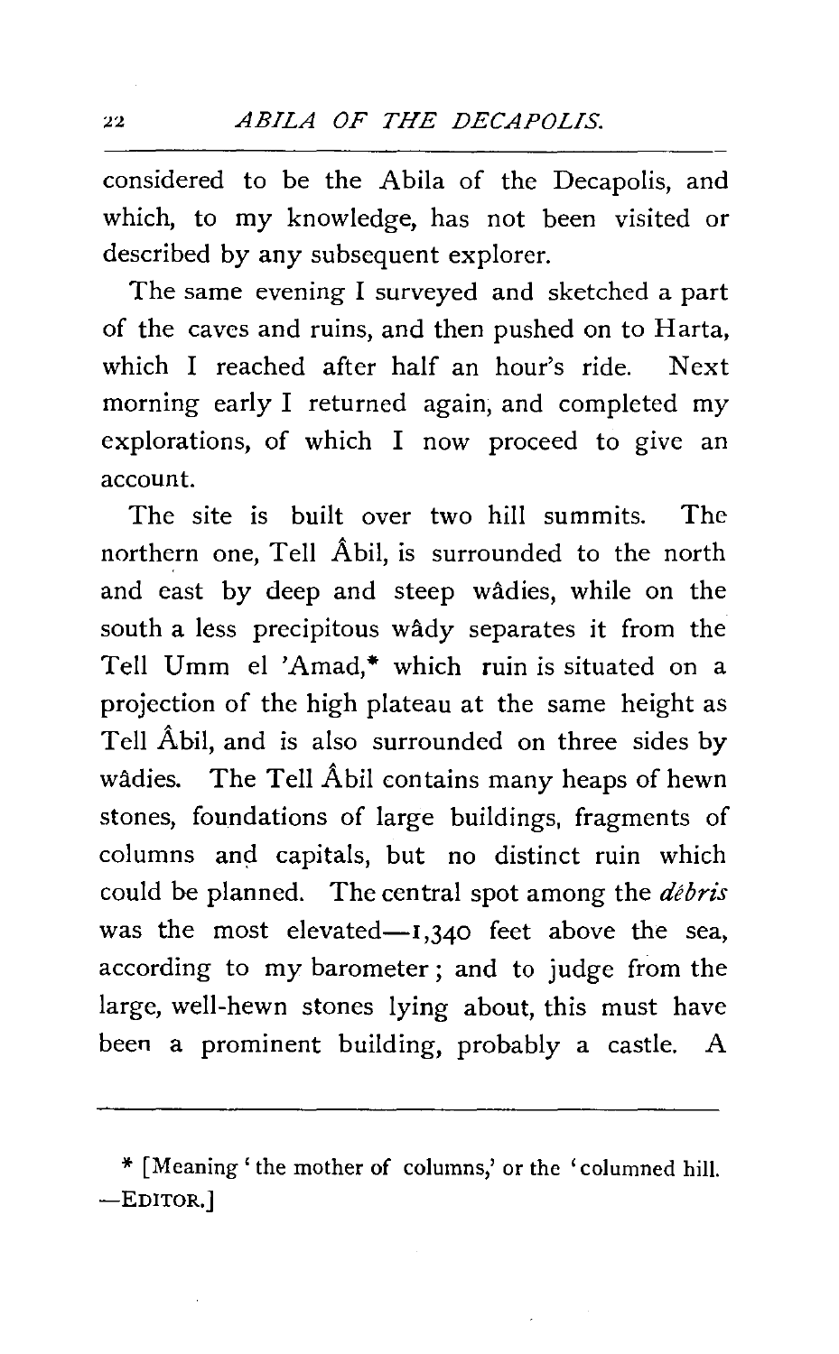considered to be the Abila of the Decapolis, and which, to my knowledge, has not been visited or described by any subsequent explorer.

The same evening I surveyed and sketched a part of the caves and ruins, and then pushed on to Harta, which I reached after half an hour's ride. Next morning early I returned again, and completed my explorations, of which I now proceed to give an account.

The site is built over two hill summits. The northern one, Tell Âbil, is surrounded to the north and east by deep and steep wâdies, while on the south a less precipitous wâdy separates it from the Tell Umm el 'Amad,* which ruin is situated on a projection of the high plateau at the same height as Tell Âbil, and is also surrounded on three sides by wâdies. The Tell Âbil contains many heaps of hewn stones, foundations of large buildings, fragments of columns and capitals, but no distinct ruin which could be planned. The central spot among the *débris* was the most elevated—1,340 feet above the sea, according to my barometer; and to judge from the large, well-hewn stones lying about, this must have been a prominent building, probably a castle. A

---

* [Meaning 'the mother of columns,' or the 'columned hill. —EDITOR.]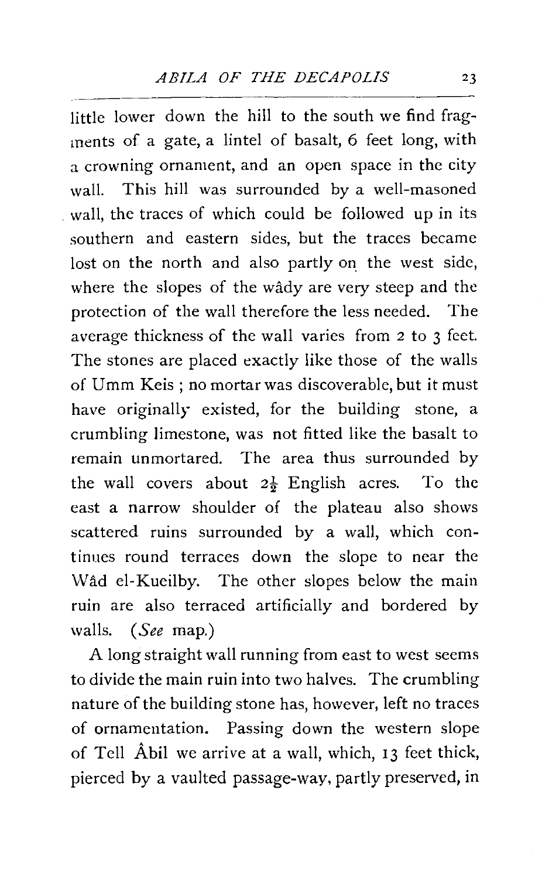little lower down the hill to the south we find fragments of a gate, a lintel of basalt, 6 feet long, with a crowning ornament, and an open space in the city wall. This hill was surrounded by a well-masoned wall, the traces of which could be followed up in its southern and eastern sides, but the traces became lost on the north and also partly on the west side, where the slopes of the wâdy are very steep and the protection of the wall therefore the less needed. The average thickness of the wall varies from 2 to 3 feet. The stones are placed exactly like those of the walls of Umm Keis ; no mortar was discoverable, but it must have originally existed, for the building stone, a crumbling limestone, was not fitted like the basalt to remain unmortared. The area thus surrounded by the wall covers about $2\frac{1}{2}$ English acres. To the east a narrow shoulder of the plateau also shows scattered ruins surrounded by a wall, which continues round terraces down the slope to near the Wâd el-Kueilby. The other slopes below the main ruin are also terraced artificially and bordered by walls. (*See* map.)

A long straight wall running from east to west seems to divide the main ruin into two halves. The crumbling nature of the building stone has, however, left no traces of ornamentation. Passing down the western slope of Tell Âbil we arrive at a wall, which, 13 feet thick, pierced by a vaulted passage-way, partly preserved, in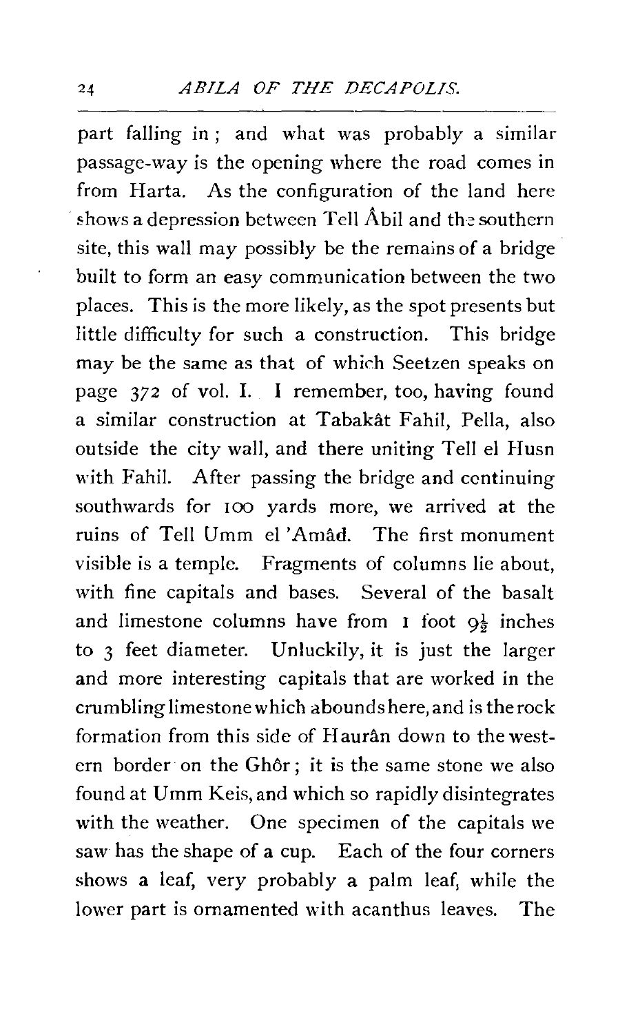part falling in; and what was probably a similar passage-way is the opening where the road comes in from Harta. As the configuration of the land here shows a depression between Tell Âbil and the southern site, this wall may possibly be the remains of a bridge built to form an easy communication between the two places. This is the more likely, as the spot presents but little difficulty for such a construction. This bridge may be the same as that of which Seetzen speaks on page 372 of vol. I. I remember, too, having found a similar construction at Tabakât Fahil, Pella, also outside the city wall, and there uniting Tell el Husn with Fahil. After passing the bridge and continuing southwards for 100 yards more, we arrived at the ruins of Tell Umm el 'Amâd. The first monument visible is a temple. Fragments of columns lie about, with fine capitals and bases. Several of the basalt and limestone columns have from 1 foot 9½ inches to 3 feet diameter. Unluckily, it is just the larger and more interesting capitals that are worked in the crumbling limestone which abounds here, and is the rock formation from this side of Haurân down to the western border on the Ghôr; it is the same stone we also found at Umm Keis, and which so rapidly disintegrates with the weather. One specimen of the capitals we saw has the shape of a cup. Each of the four corners shows a leaf, very probably a palm leaf, while the lower part is ornamented with acanthus leaves. The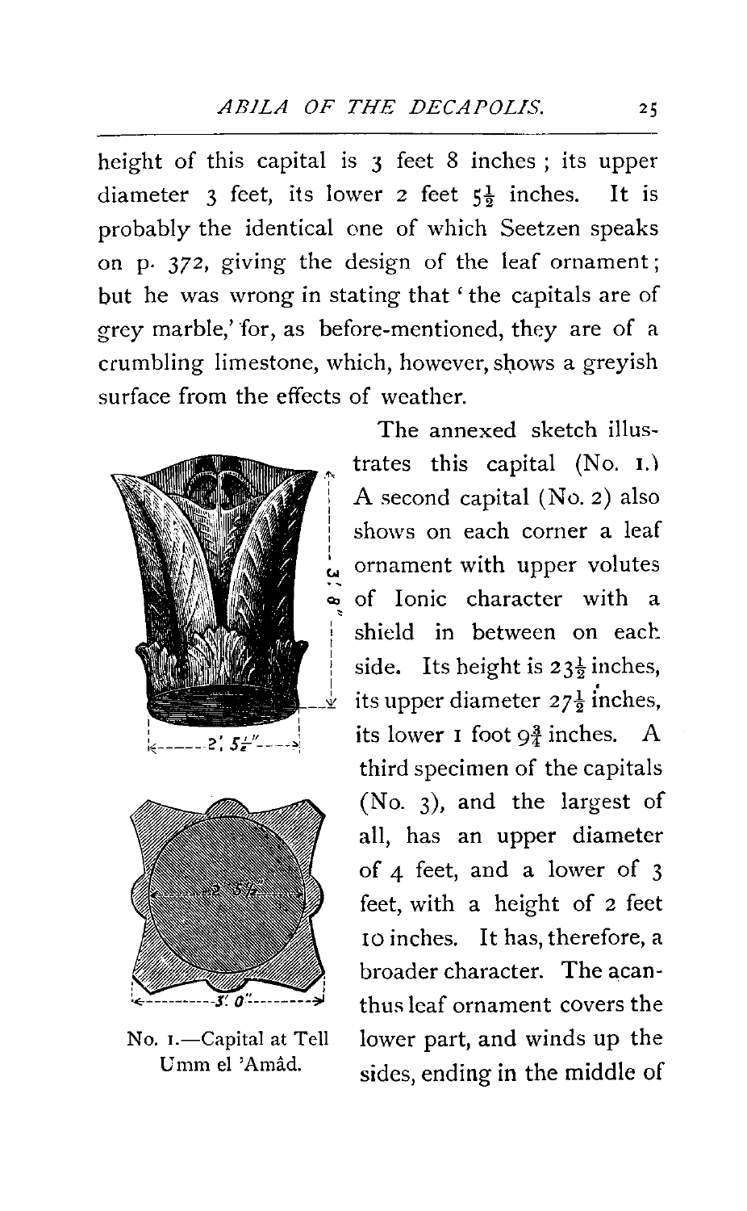height of this capital is 3 feet 8 inches; its upper diameter 3 feet, its lower 2 feet 5½ inches. It is probably the identical one of which Seetzen speaks on p. 372, giving the design of the leaf ornament; but he was wrong in stating that 'the capitals are of grey marble,' for, as before-mentioned, they are of a crumbling limestone, which, however, shows a greyish surface from the effects of weather.

No. 1.—Capital at Tell Umm el 'Amâd.

The annexed sketch illustrates this capital (No. 1.) A second capital (No. 2) also shows on each corner a leaf ornament with upper volutes of Ionic character with a shield in between on each side. Its height is 23½ inches, its upper diameter 27½ inches, its lower 1 foot 9¾ inches. A third specimen of the capitals (No. 3), and the largest of all, has an upper diameter of 4 feet, and a lower of 3 feet, with a height of 2 feet 10 inches. It has, therefore, a broader character. The acanthus leaf ornament covers the lower part, and winds up the sides, ending in the middle of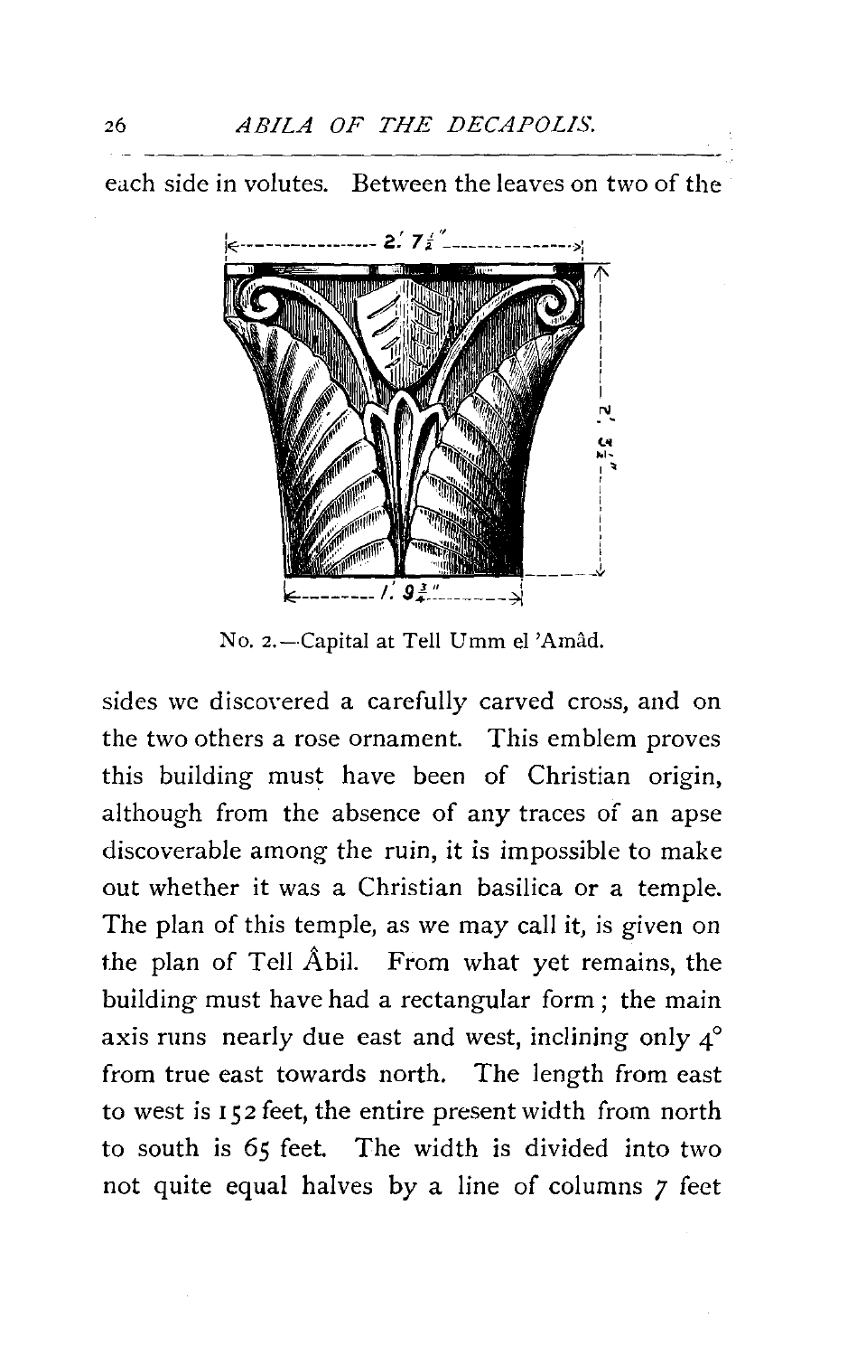each side in volutes. Between the leaves on two of the

No. 2.—Capital at Tell Umm el 'Amâd.

sides we discovered a carefully carved cross, and on the two others a rose ornament. This emblem proves this building must have been of Christian origin, although from the absence of any traces of an apse discoverable among the ruin, it is impossible to make out whether it was a Christian basilica or a temple. The plan of this temple, as we may call it, is given on the plan of Tell Âbil. From what yet remains, the building must have had a rectangular form; the main axis runs nearly due east and west, inclining only 4° from true east towards north. The length from east to west is 152 feet, the entire present width from north to south is 65 feet. The width is divided into two not quite equal halves by a line of columns 7 feet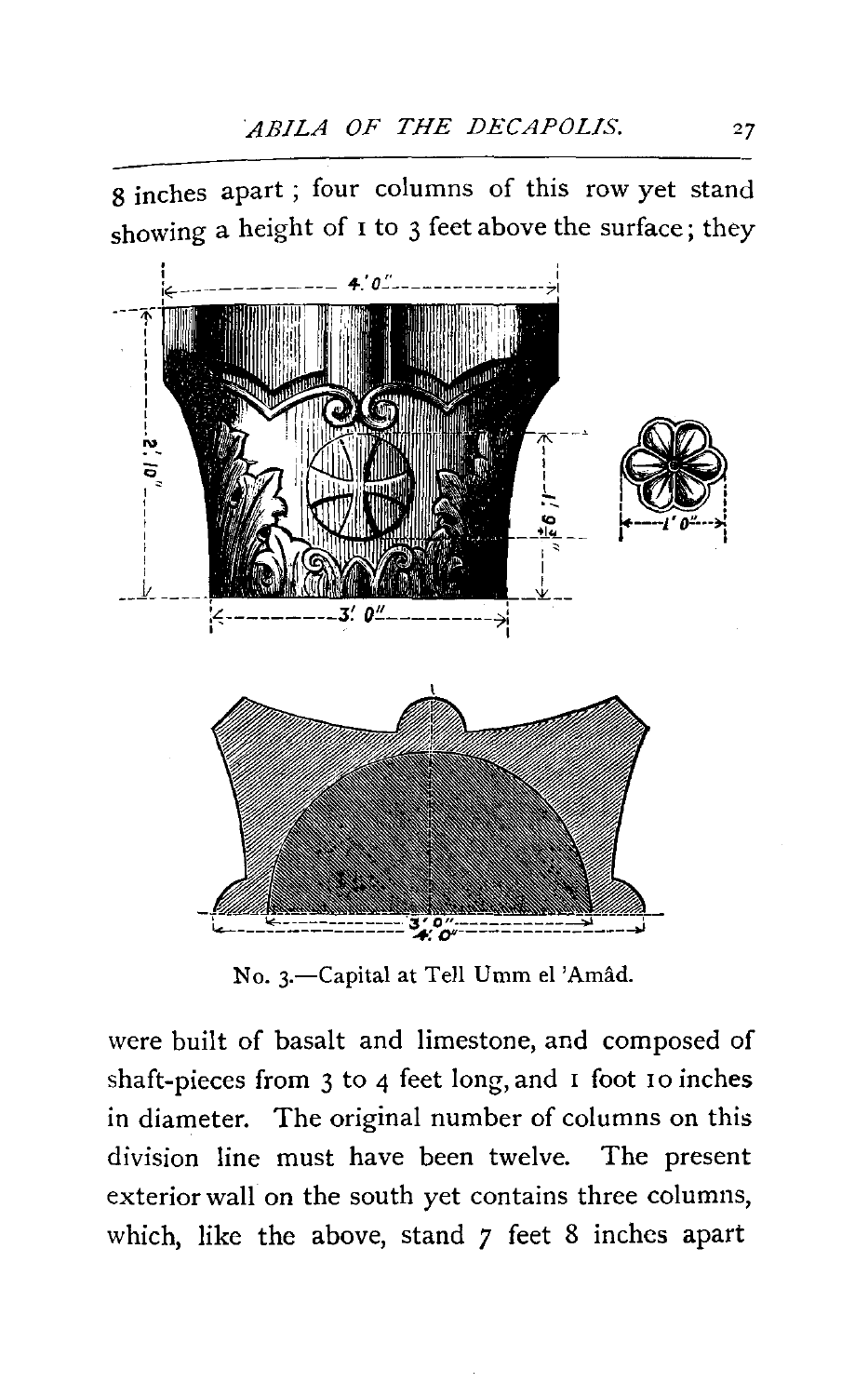8 inches apart ; four columns of this row yet stand showing a height of 1 to 3 feet above the surface; they

No. 3.—Capital at Tell Umm el 'Amâd.

were built of basalt and limestone, and composed of shaft-pieces from 3 to 4 feet long, and 1 foot 10 inches in diameter. The original number of columns on this division line must have been twelve. The present exterior wall on the south yet contains three columns, which, like the above, stand 7 feet 8 inches apart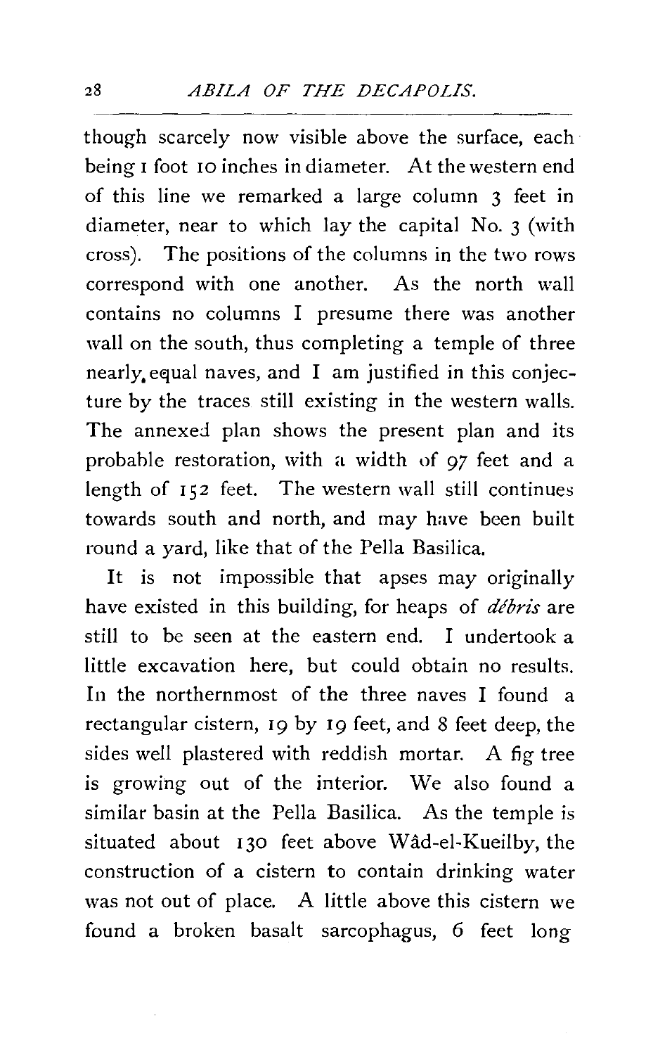though scarcely now visible above the surface, each being 1 foot 10 inches in diameter. At the western end of this line we remarked a large column 3 feet in diameter, near to which lay the capital No. 3 (with cross). The positions of the columns in the two rows correspond with one another. As the north wall contains no columns I presume there was another wall on the south, thus completing a temple of three nearly, equal naves, and I am justified in this conjecture by the traces still existing in the western walls. The annexed plan shows the present plan and its probable restoration, with a width of 97 feet and a length of 152 feet. The western wall still continues towards south and north, and may have been built round a yard, like that of the Pella Basilica.

It is not impossible that apses may originally have existed in this building, for heaps of *débris* are still to be seen at the eastern end. I undertook a little excavation here, but could obtain no results. In the northernmost of the three naves I found a rectangular cistern, 19 by 19 feet, and 8 feet deep, the sides well plastered with reddish mortar. A fig tree is growing out of the interior. We also found a similar basin at the Pella Basilica. As the temple is situated about 130 feet above Wâd-el-Kueilby, the construction of a cistern to contain drinking water was not out of place. A little above this cistern we found a broken basalt sarcophagus, 6 feet long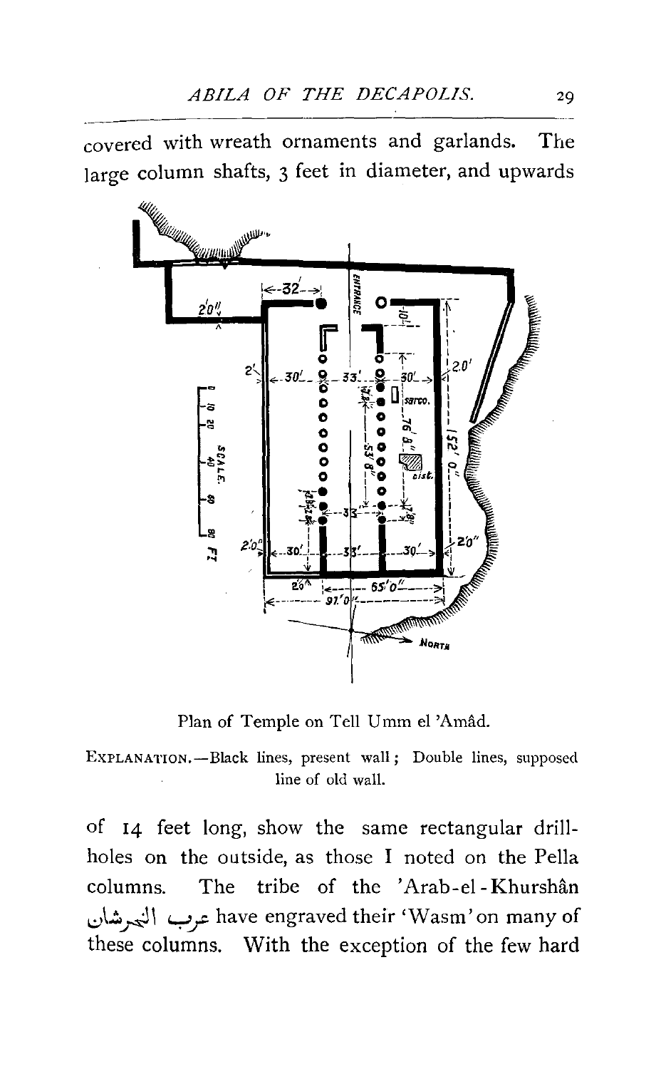covered with wreath ornaments and garlands. The large column shafts, 3 feet in diameter, and upwards

Plan of Temple on Tell Umm el 'Amâd.

EXPLANATION.—Black lines, present wall; Double lines, supposed line of old wall.

of 14 feet long, show the same rectangular drill-holes on the outside, as those I noted on the Pella columns. The tribe of the 'Arab-el-Khurshân عرب الخرشان have engraved their 'Wasm' on many of these columns. With the exception of the few hard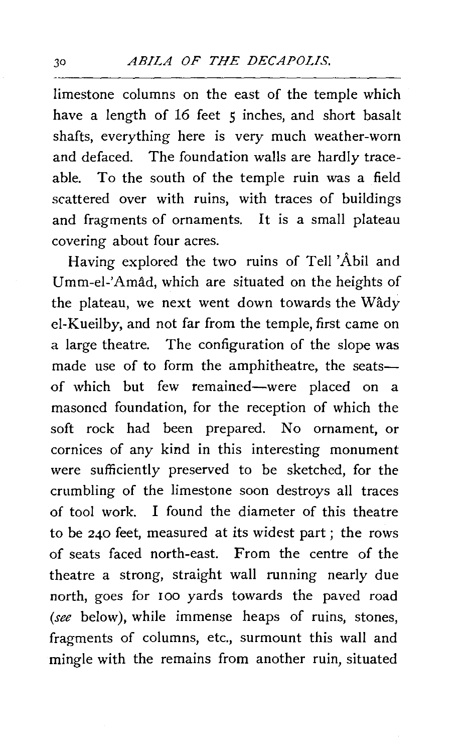limestone columns on the east of the temple which have a length of 16 feet 5 inches, and short basalt shafts, everything here is very much weather-worn and defaced. The foundation walls are hardly traceable. To the south of the temple ruin was a field scattered over with ruins, with traces of buildings and fragments of ornaments. It is a small plateau covering about four acres.

Having explored the two ruins of Tell 'Âbil and Umm-el-'Amâd, which are situated on the heights of the plateau, we next went down towards the Wâdy el-Kueilby, and not far from the temple, first came on a large theatre. The configuration of the slope was made use of to form the amphitheatre, the seats—of which but few remained—were placed on a masoned foundation, for the reception of which the soft rock had been prepared. No ornament, or cornices of any kind in this interesting monument were sufficiently preserved to be sketched, for the crumbling of the limestone soon destroys all traces of tool work. I found the diameter of this theatre to be 240 feet, measured at its widest part; the rows of seats faced north-east. From the centre of the theatre a strong, straight wall running nearly due north, goes for 100 yards towards the paved road (*see* below), while immense heaps of ruins, stones, fragments of columns, etc., surmount this wall and mingle with the remains from another ruin, situated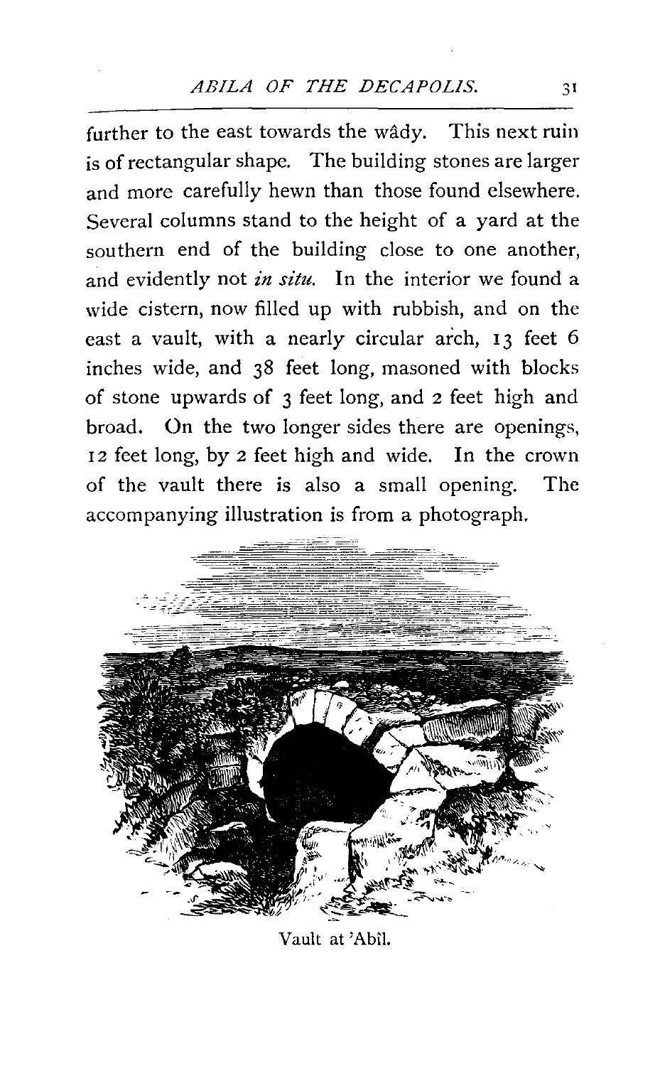further to the east towards the wâdy. This next ruin is of rectangular shape. The building stones are larger and more carefully hewn than those found elsewhere. Several columns stand to the height of a yard at the southern end of the building close to one another, and evidently not *in situ*. In the interior we found a wide cistern, now filled up with rubbish, and on the east a vault, with a nearly circular arch, 13 feet 6 inches wide, and 38 feet long, masoned with blocks of stone upwards of 3 feet long, and 2 feet high and broad. On the two longer sides there are openings, 12 feet long, by 2 feet high and wide. In the crown of the vault there is also a small opening. The accompanying illustration is from a photograph.

Vault at 'Abîl.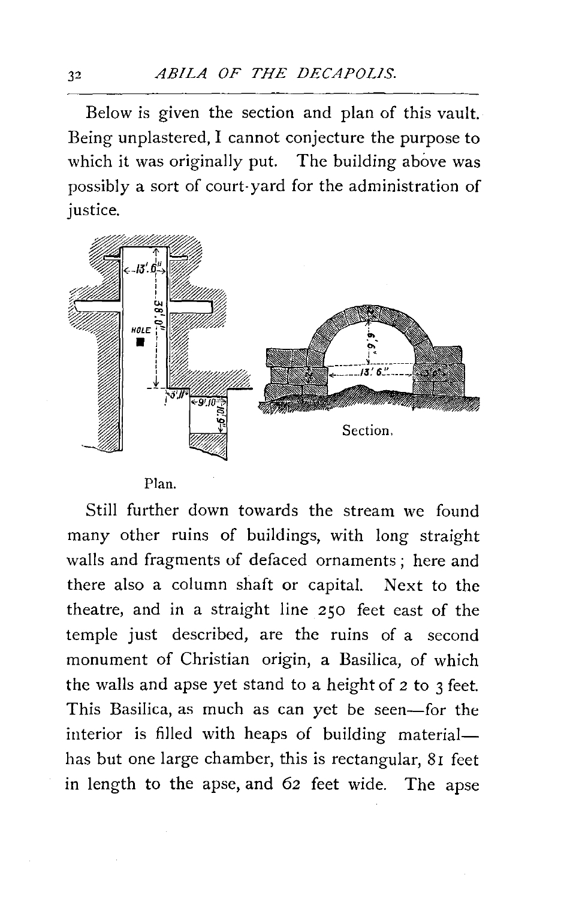Below is given the section and plan of this vault. Being unplastered, I cannot conjecture the purpose to which it was originally put. The building above was possibly a sort of court-yard for the administration of justice.

Plan.

Section.

Still further down towards the stream we found many other ruins of buildings, with long straight walls and fragments of defaced ornaments; here and there also a column shaft or capital. Next to the theatre, and in a straight line 250 feet east of the temple just described, are the ruins of a second monument of Christian origin, a Basilica, of which the walls and apse yet stand to a height of 2 to 3 feet. This Basilica, as much as can yet be seen—for the interior is filled with heaps of building material—has but one large chamber, this is rectangular, 81 feet in length to the apse, and 62 feet wide. The apse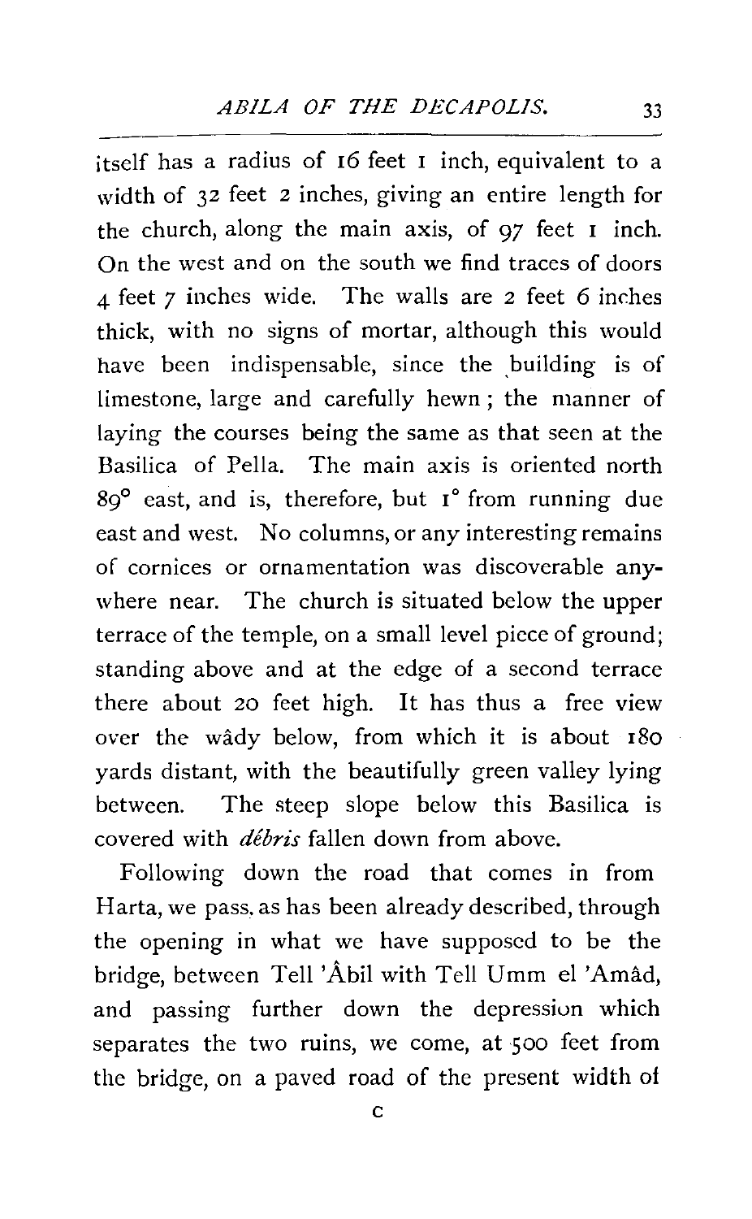itself has a radius of 16 feet 1 inch, equivalent to a width of 32 feet 2 inches, giving an entire length for the church, along the main axis, of 97 feet 1 inch. On the west and on the south we find traces of doors 4 feet 7 inches wide. The walls are 2 feet 6 inches thick, with no signs of mortar, although this would have been indispensable, since the building is of limestone, large and carefully hewn; the manner of laying the courses being the same as that seen at the Basilica of Pella. The main axis is oriented north 89° east, and is, therefore, but 1° from running due east and west. No columns, or any interesting remains of cornices or ornamentation was discoverable anywhere near. The church is situated below the upper terrace of the temple, on a small level piece of ground; standing above and at the edge of a second terrace there about 20 feet high. It has thus a free view over the wâdy below, from which it is about 180 yards distant, with the beautifully green valley lying between. The steep slope below this Basilica is covered with *débris* fallen down from above.

Following down the road that comes in from Harta, we pass, as has been already described, through the opening in what we have supposed to be the bridge, between Tell 'Âbil with Tell Umm el 'Amâd, and passing further down the depression which separates the two ruins, we come, at 500 feet from the bridge, on a paved road of the present width of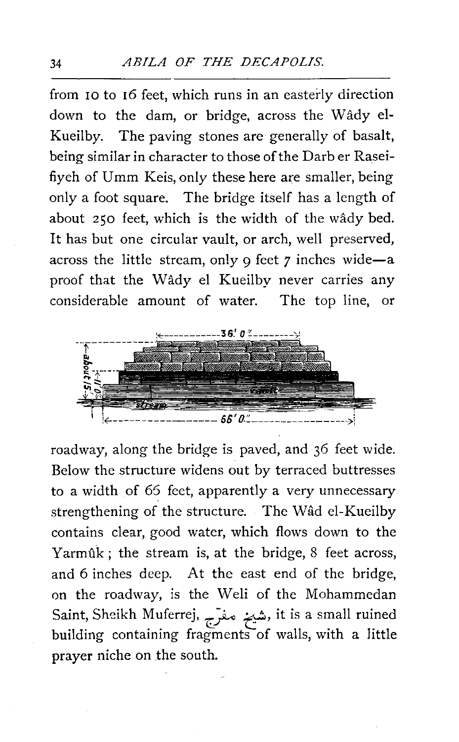from 10 to 16 feet, which runs in an easterly direction down to the dam, or bridge, across the Wâdy el-Kueilby. The paving stones are generally of basalt, being similar in character to those of the Darb er Raseifiyeh of Umm Keis, only these here are smaller, being only a foot square. The bridge itself has a length of about 250 feet, which is the width of the wâdy bed. It has but one circular vault, or arch, well preserved, across the little stream, only 9 feet 7 inches wide—a proof that the Wâdy el Kueilby never carries any considerable amount of water. The top line, or roadway, along the bridge is paved, and 36 feet wide. Below the structure widens out by terraced buttresses to a width of 65 feet, apparently a very unnecessary strengthening of the structure. The Wâd el-Kueilby contains clear, good water, which flows down to the Yarmûk; the stream is, at the bridge, 8 feet across, and 6 inches deep. At the east end of the bridge, on the roadway, is the Weli of the Mohammedan Saint, Sheikh Muferrej, شيخ مفرّج, it is a small ruined building containing fragments of walls, with a little prayer niche on the south.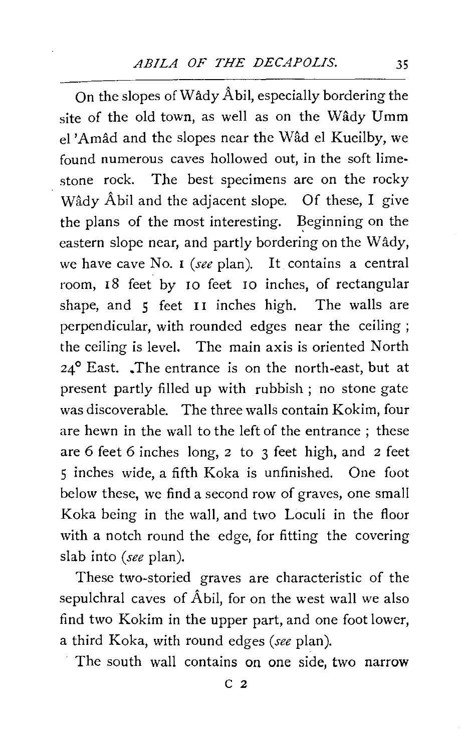On the slopes of Wâdy Âbil, especially bordering the site of the old town, as well as on the Wâdy Umm el 'Amâd and the slopes near the Wâd el Kueilby, we found numerous caves hollowed out, in the soft limestone rock. The best specimens are on the rocky Wâdy Âbil and the adjacent slope. Of these, I give the plans of the most interesting. Beginning on the eastern slope near, and partly bordering on the Wâdy, we have cave No. 1 (*see* plan). It contains a central room, 18 feet by 10 feet 10 inches, of rectangular shape, and 5 feet 11 inches high. The walls are perpendicular, with rounded edges near the ceiling; the ceiling is level. The main axis is oriented North 24° East. The entrance is on the north-east, but at present partly filled up with rubbish; no stone gate was discoverable. The three walls contain Kokim, four are hewn in the wall to the left of the entrance; these are 6 feet 6 inches long, 2 to 3 feet high, and 2 feet 5 inches wide, a fifth Koka is unfinished. One foot below these, we find a second row of graves, one small Koka being in the wall, and two Loculi in the floor with a notch round the edge, for fitting the covering slab into (*see* plan).

These two-storied graves are characteristic of the sepulchral caves of Âbil, for on the west wall we also find two Kokim in the upper part, and one foot lower, a third Koka, with round edges (*see* plan).

The south wall contains on one side, two narrow

C 2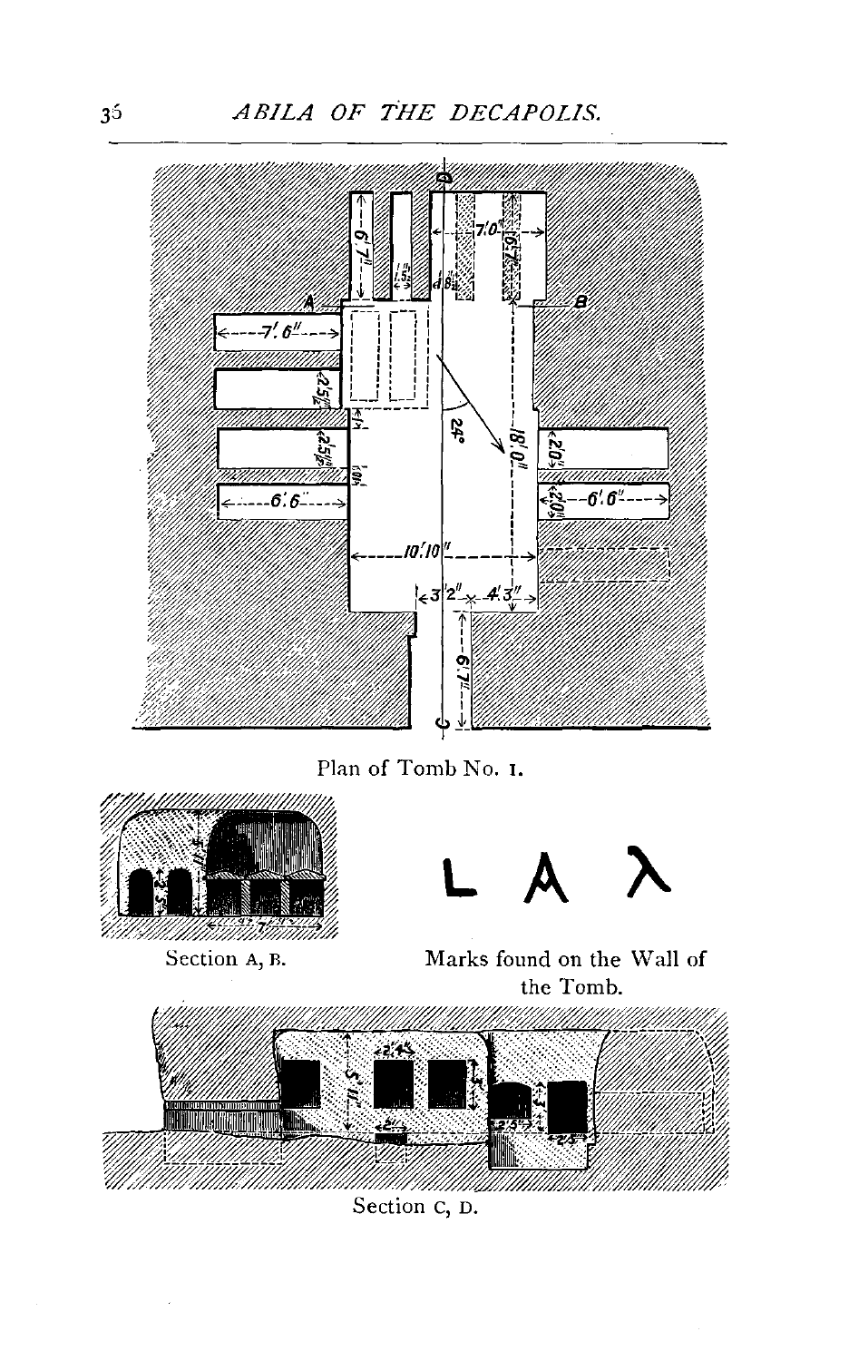Plan of Tomb No. 1.

Section A, B.

L A λ

Marks found on the Wall of the Tomb.

Section C, D.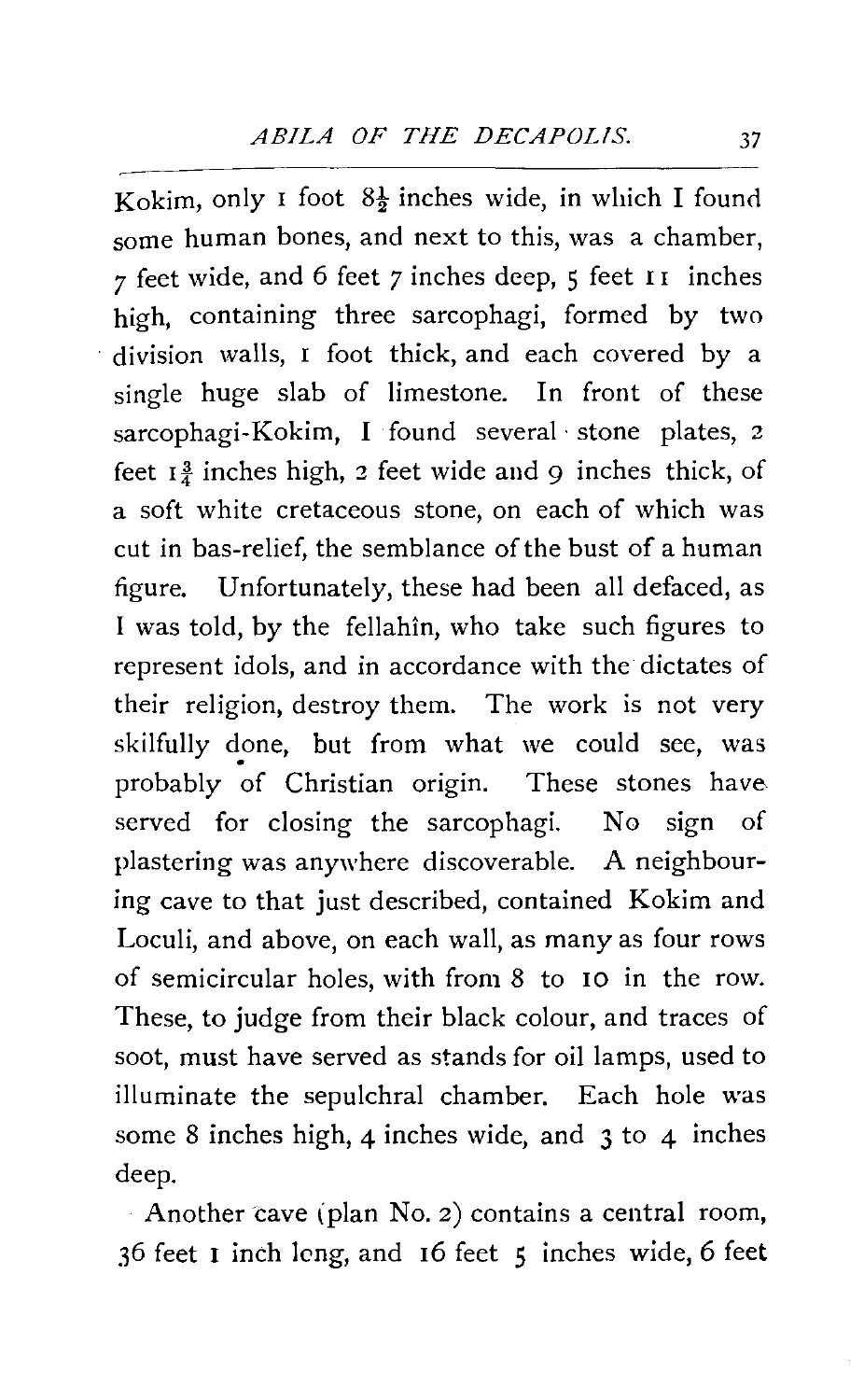Kokim, only 1 foot $8\frac{1}{2}$ inches wide, in which I found some human bones, and next to this, was a chamber, 7 feet wide, and 6 feet 7 inches deep, 5 feet 11 inches high, containing three sarcophagi, formed by two division walls, 1 foot thick, and each covered by a single huge slab of limestone. In front of these sarcophagi-Kokim, I found several stone plates, 2 feet $1\frac{3}{4}$ inches high, 2 feet wide and 9 inches thick, of a soft white cretaceous stone, on each of which was cut in bas-relief, the semblance of the bust of a human figure. Unfortunately, these had been all defaced, as I was told, by the fellahîn, who take such figures to represent idols, and in accordance with the dictates of their religion, destroy them. The work is not very skilfully done, but from what we could see, was probably of Christian origin. These stones have served for closing the sarcophagi. No sign of plastering was anywhere discoverable. A neighbouring cave to that just described, contained Kokim and Loculi, and above, on each wall, as many as four rows of semicircular holes, with from 8 to 10 in the row. These, to judge from their black colour, and traces of soot, must have served as stands for oil lamps, used to illuminate the sepulchral chamber. Each hole was some 8 inches high, 4 inches wide, and 3 to 4 inches deep.

Another cave (plan No. 2) contains a central room, 36 feet 1 inch long, and 16 feet 5 inches wide, 6 feet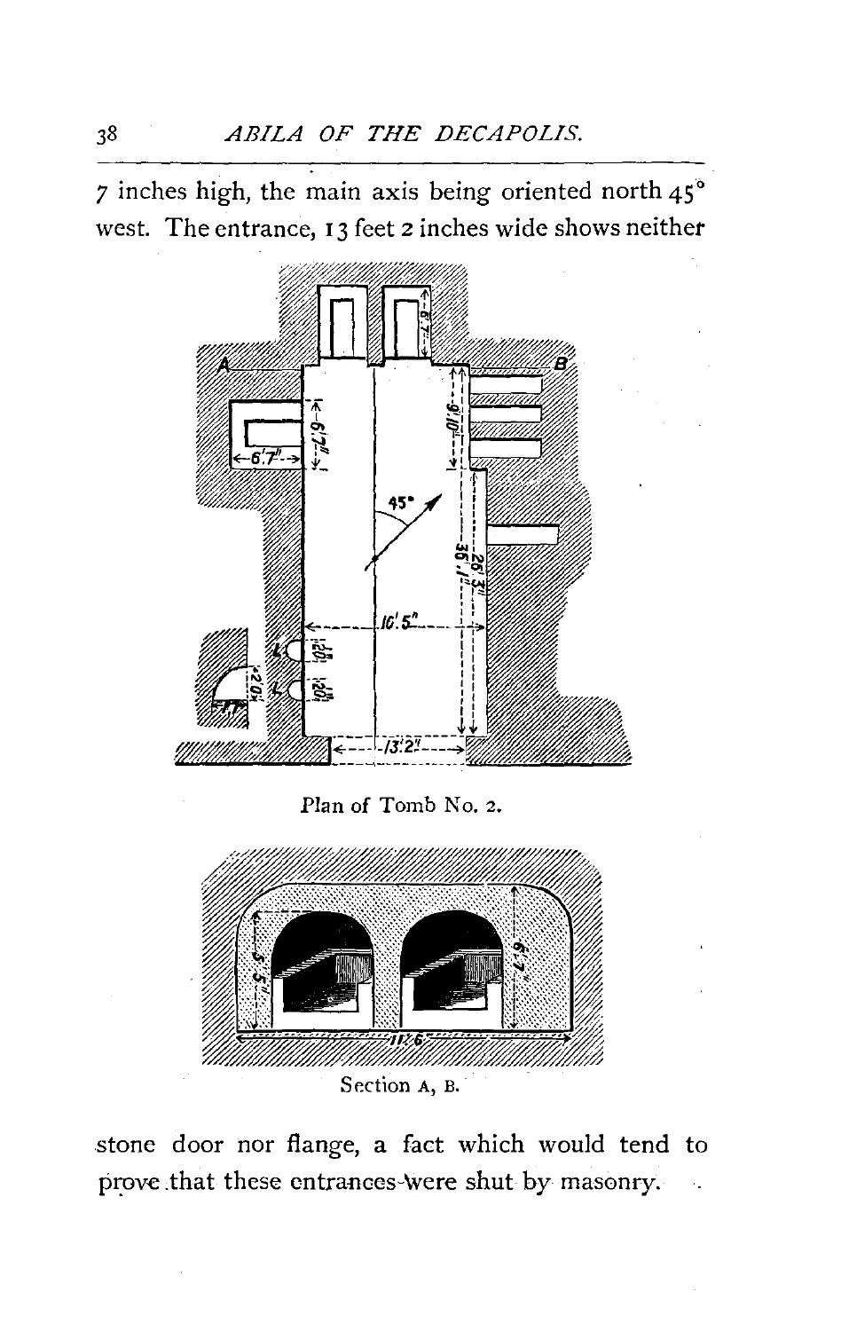7 inches high, the main axis being oriented north 45° west. The entrance, 13 feet 2 inches wide shows neither

Plan of Tomb No. 2.

Section A, B.

stone door nor flange, a fact which would tend to prove that these entrances were shut by masonry.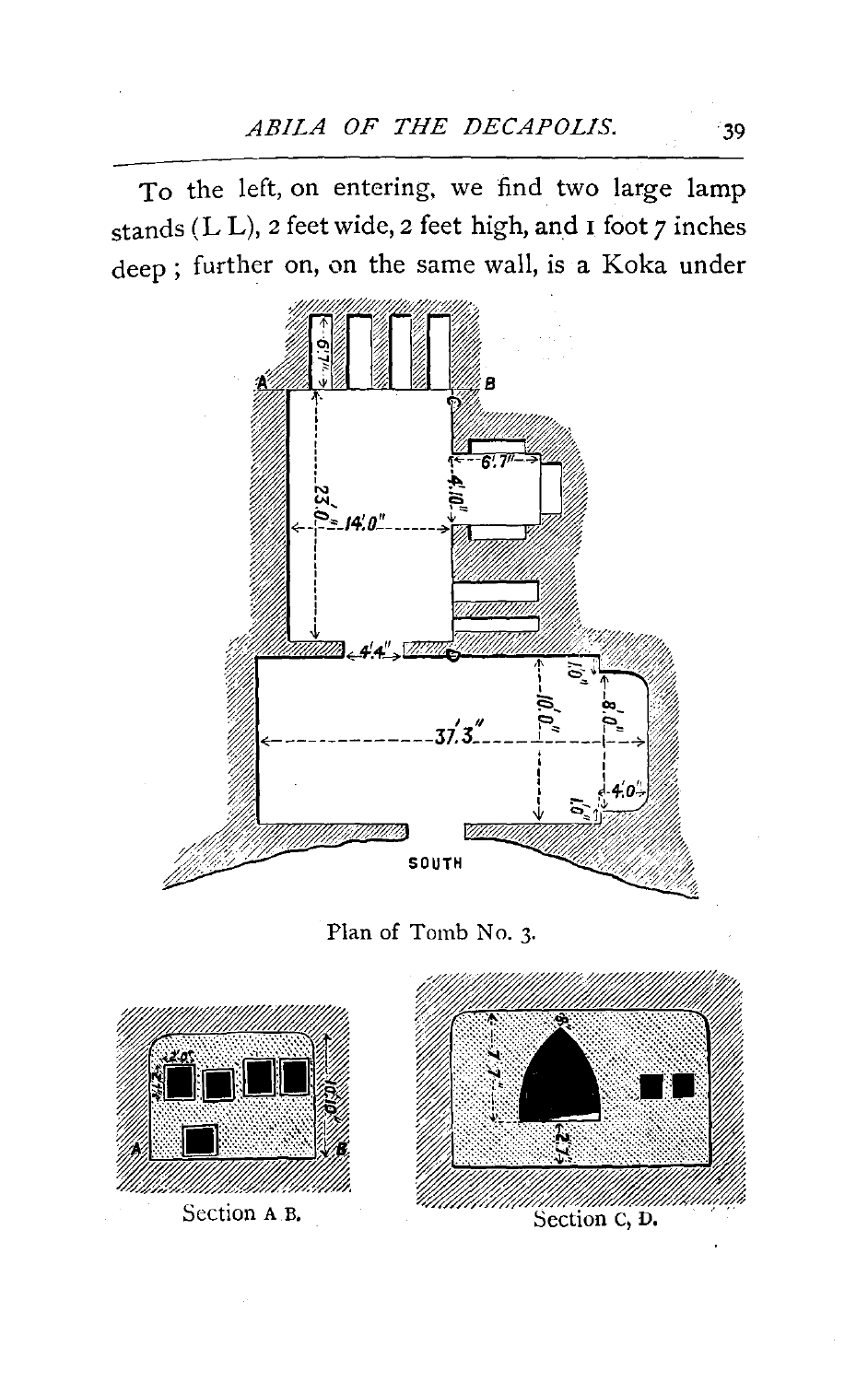To the left, on entering, we find two large lamp stands (L L), 2 feet wide, 2 feet high, and 1 foot 7 inches deep; further on, on the same wall, is a Koka under

Plan of Tomb No. 3.

Section A B.

Section C, D.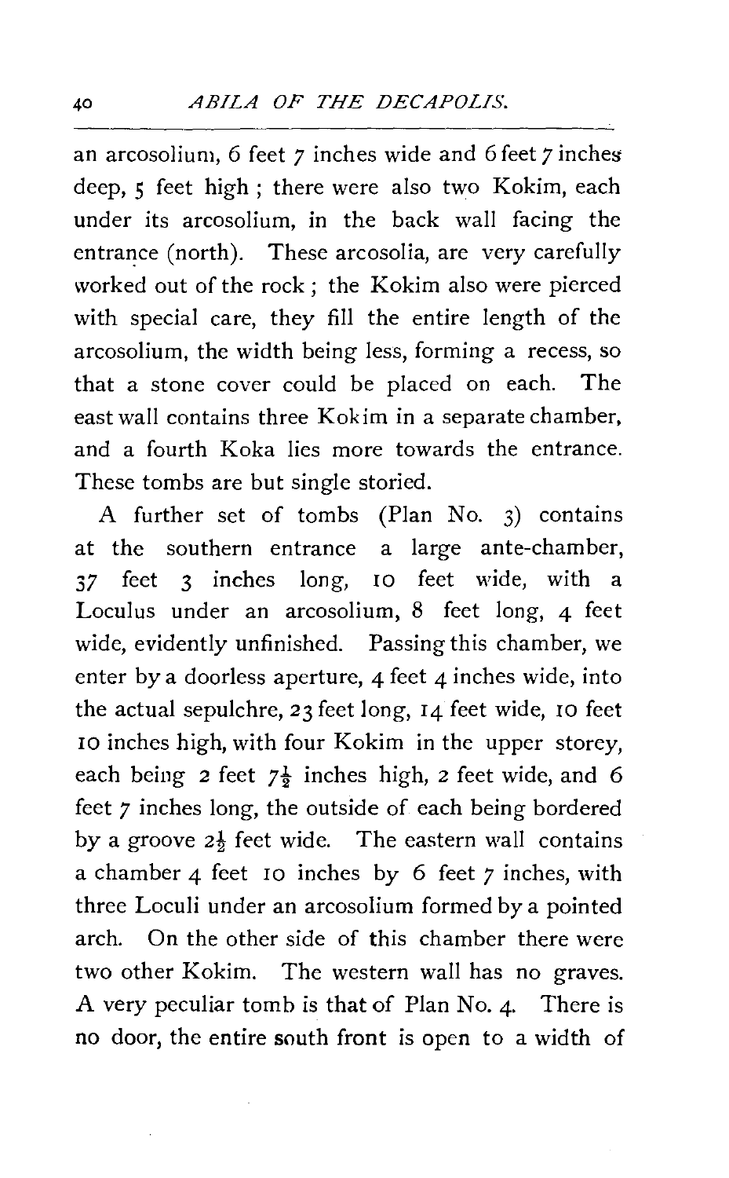an arcosolium, 6 feet 7 inches wide and 6 feet 7 inches deep, 5 feet high; there were also two Kokim, each under its arcosolium, in the back wall facing the entrance (north). These arcosolia, are very carefully worked out of the rock; the Kokim also were pierced with special care, they fill the entire length of the arcosolium, the width being less, forming a recess, so that a stone cover could be placed on each. The east wall contains three Kokim in a separate chamber, and a fourth Koka lies more towards the entrance. These tombs are but single storied.

A further set of tombs (Plan No. 3) contains at the southern entrance a large ante-chamber, 37 feet 3 inches long, 10 feet wide, with a Loculus under an arcosolium, 8 feet long, 4 feet wide, evidently unfinished. Passing this chamber, we enter by a doorless aperture, 4 feet 4 inches wide, into the actual sepulchre, 23 feet long, 14 feet wide, 10 feet 10 inches high, with four Kokim in the upper storey, each being 2 feet 7½ inches high, 2 feet wide, and 6 feet 7 inches long, the outside of each being bordered by a groove 2½ feet wide. The eastern wall contains a chamber 4 feet 10 inches by 6 feet 7 inches, with three Loculi under an arcosolium formed by a pointed arch. On the other side of this chamber there were two other Kokim. The western wall has no graves. A very peculiar tomb is that of Plan No. 4. There is no door, the entire south front is open to a width of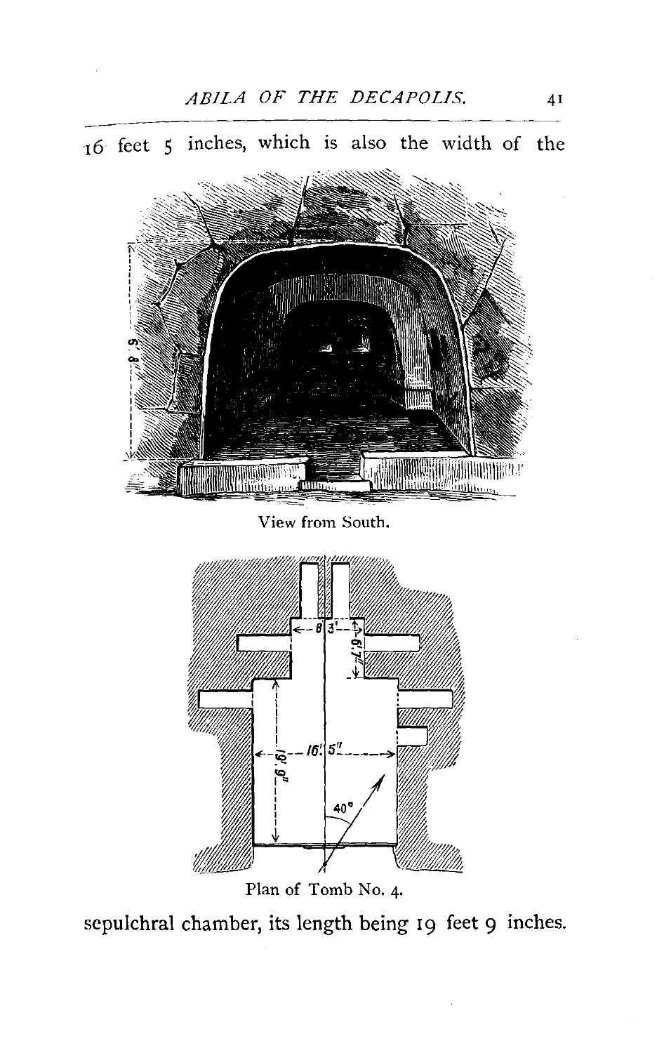16 feet 5 inches, which is also the width of the

View from South.

Plan of Tomb No. 4.

sepulchral chamber, its length being 19 feet 9 inches.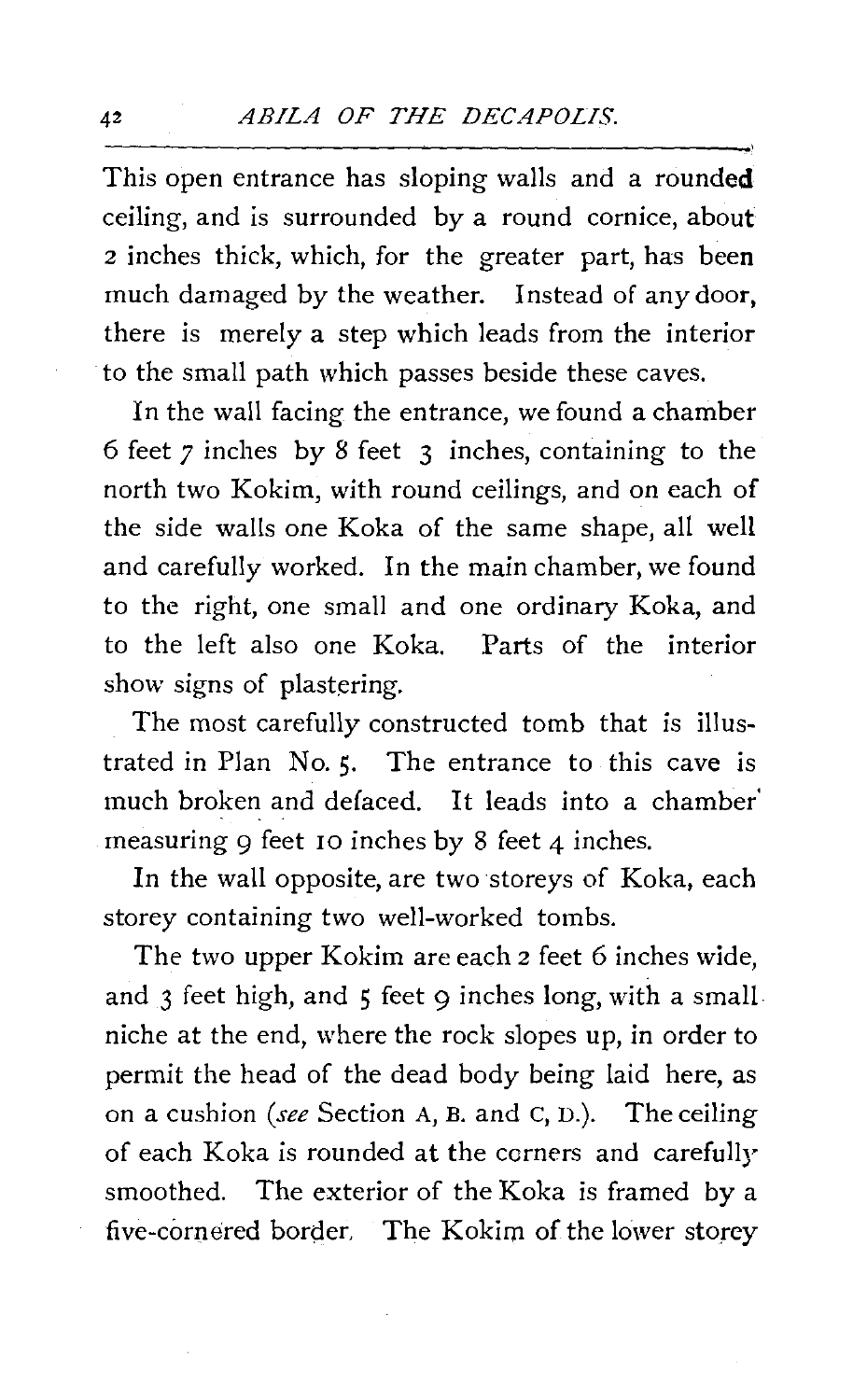This open entrance has sloping walls and a rounded ceiling, and is surrounded by a round cornice, about 2 inches thick, which, for the greater part, has been much damaged by the weather. Instead of any door, there is merely a step which leads from the interior to the small path which passes beside these caves.

In the wall facing the entrance, we found a chamber 6 feet 7 inches by 8 feet 3 inches, containing to the north two Kokim, with round ceilings, and on each of the side walls one Koka of the same shape, all well and carefully worked. In the main chamber, we found to the right, one small and one ordinary Koka, and to the left also one Koka. Parts of the interior show signs of plastering.

The most carefully constructed tomb that is illustrated in Plan No. 5. The entrance to this cave is much broken and defaced. It leads into a chamber measuring 9 feet 10 inches by 8 feet 4 inches.

In the wall opposite, are two storeys of Koka, each storey containing two well-worked tombs.

The two upper Kokim are each 2 feet 6 inches wide, and 3 feet high, and 5 feet 9 inches long, with a small niche at the end, where the rock slopes up, in order to permit the head of the dead body being laid here, as on a cushion (*see* Section A, B. and C, D.). The ceiling of each Koka is rounded at the corners and carefully smoothed. The exterior of the Koka is framed by a five-cornered border. The Kokim of the lower storey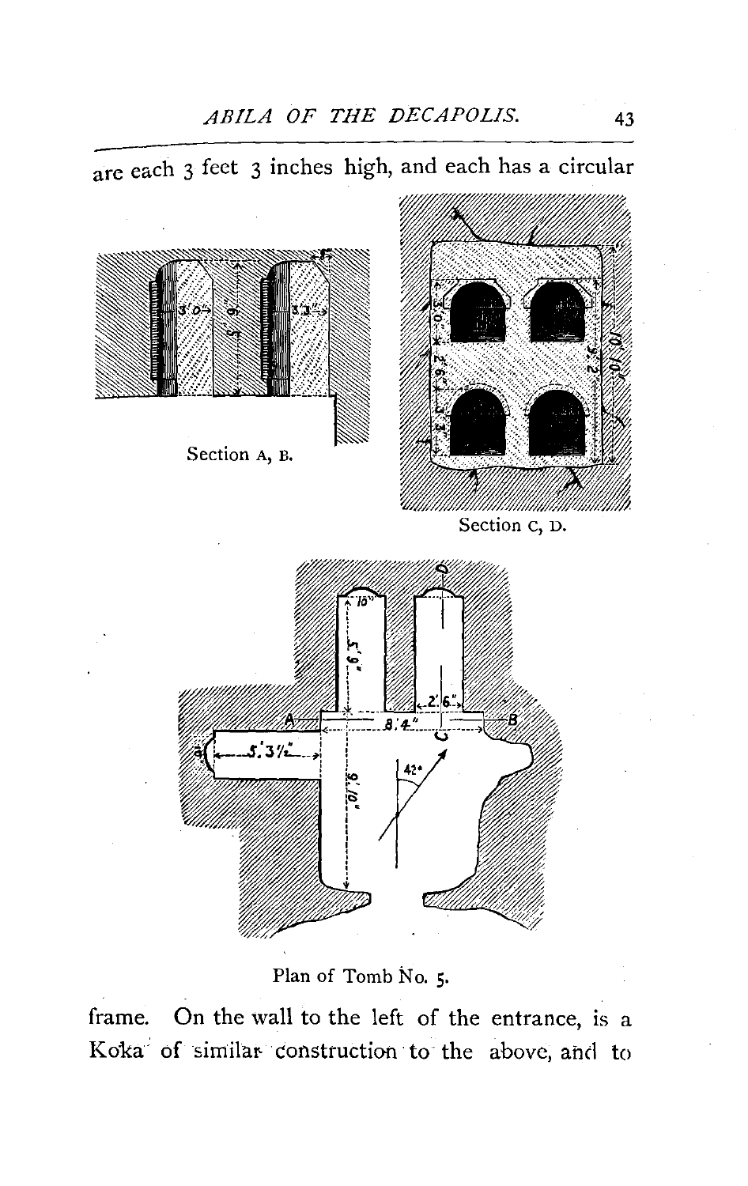are each 3 feet 3 inches high, and each has a circular

Section A, B.

Section C, D.

Plan of Tomb No. 5.

frame. On the wall to the left of the entrance, is a Koka of similar construction to the above, and to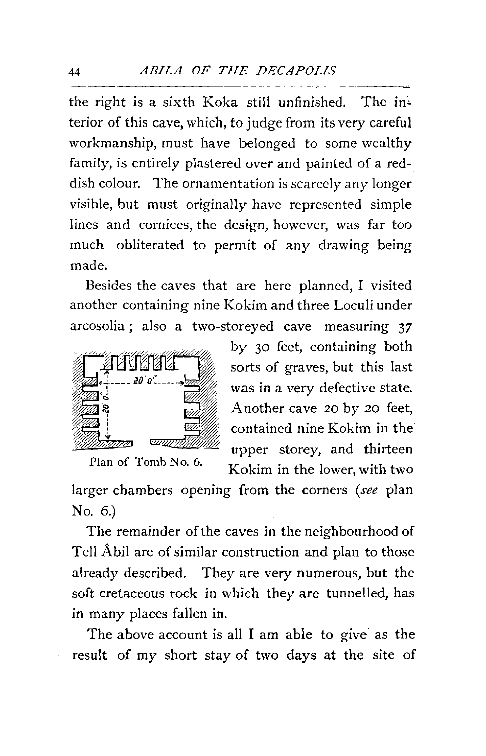the right is a sixth Koka still unfinished. The interior of this cave, which, to judge from its very careful workmanship, must have belonged to some wealthy family, is entirely plastered over and painted of a reddish colour. The ornamentation is scarcely any longer visible, but must originally have represented simple lines and cornices, the design, however, was far too much obliterated to permit of any drawing being made.

Besides the caves that are here planned, I visited another containing nine Kokim and three Loculi under arcosolia; also a two-storeyed cave measuring 37 by 30 feet, containing both sorts of graves, but this last was in a very defective state. Another cave 20 by 20 feet, contained nine Kokim in the upper storey, and thirteen Kokim in the lower, with two larger chambers opening from the corners (*see* plan No. 6.)

Plan of Tomb No. 6.

The remainder of the caves in the neighbourhood of Tell Âbil are of similar construction and plan to those already described. They are very numerous, but the soft cretaceous rock in which they are tunnelled, has in many places fallen in.

The above account is all I am able to give as the result of my short stay of two days at the site of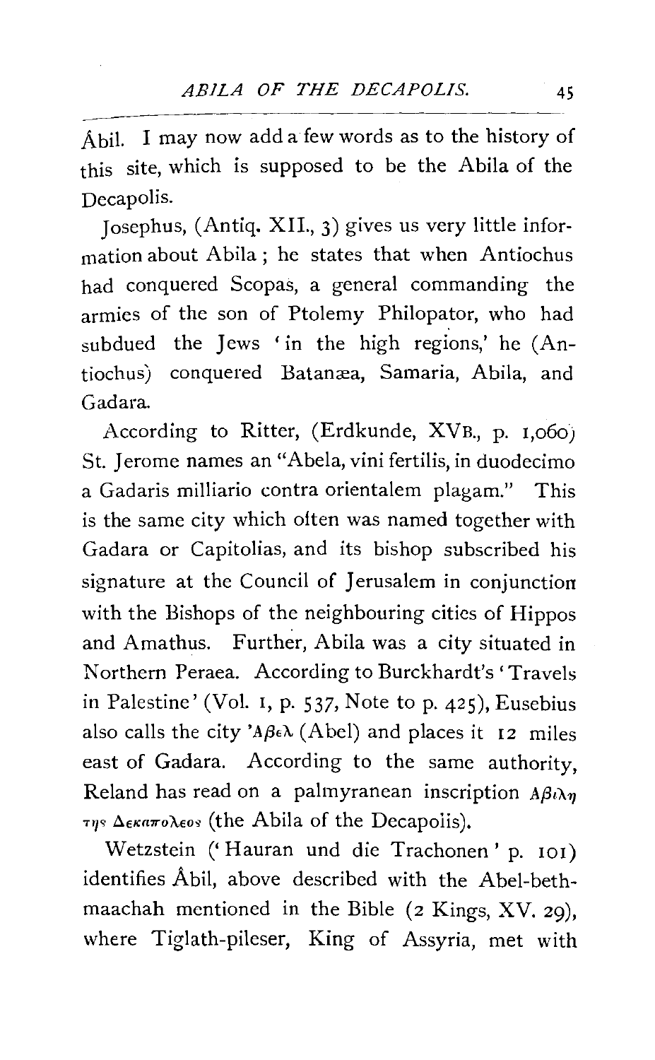Âbil. I may now add a few words as to the history of this site, which is supposed to be the Abila of the Decapolis.

Josephus, (Antiq. XII., 3) gives us very little information about Abila; he states that when Antiochus had conquered Scopas, a general commanding the armies of the son of Ptolemy Philopator, who had subdued the Jews 'in the high regions,' he (Antiochus) conquered Batanæa, Samaria, Abila, and Gadara.

According to Ritter, (Erdkunde, XVB., p. 1,060) St. Jerome names an "Abela, vini fertilis, in duodecimo a Gadaris milliario contra orientalem plagam." This is the same city which often was named together with Gadara or Capitolias, and its bishop subscribed his signature at the Council of Jerusalem in conjunction with the Bishops of the neighbouring cities of Hippos and Amathus. Further, Abila was a city situated in Northern Peraea. According to Burckhardt's 'Travels in Palestine' (Vol. 1, p. 537, Note to p. 425), Eusebius also calls the city 'Αβελ (Abel) and places it 12 miles east of Gadara. According to the same authority, Reland has read on a palmyranean inscription Αβιλη της Δεκαπολεος (the Abila of the Decapolis).

Wetzstein ('Hauran und die Trachonen' p. 101) identifies Âbil, above described with the Abel-beth-maachah mentioned in the Bible (2 Kings, XV. 29), where Tiglath-pileser, King of Assyria, met with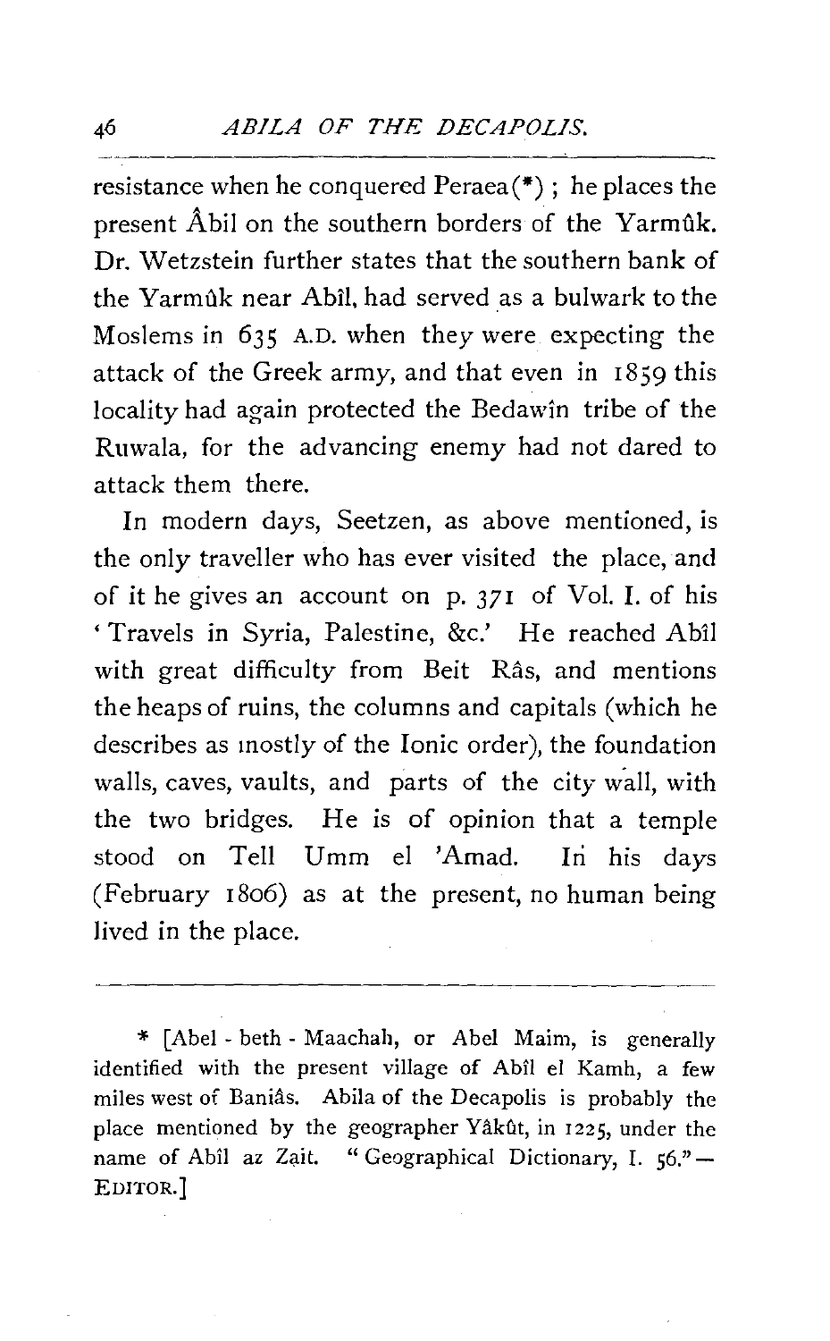resistance when he conquered Peraea(*) ; he places the present Âbil on the southern borders of the Yarmûk. Dr. Wetzstein further states that the southern bank of the Yarmûk near Abîl, had served as a bulwark to the Moslems in 635 A.D. when they were expecting the attack of the Greek army, and that even in 1859 this locality had again protected the Bedawîn tribe of the Ruwala, for the advancing enemy had not dared to attack them there.

In modern days, Seetzen, as above mentioned, is the only traveller who has ever visited the place, and of it he gives an account on p. 371 of Vol. I. of his 'Travels in Syria, Palestine, &c.' He reached Abîl with great difficulty from Beit Râs, and mentions the heaps of ruins, the columns and capitals (which he describes as mostly of the Ionic order), the foundation walls, caves, vaults, and parts of the city wall, with the two bridges. He is of opinion that a temple stood on Tell Umm el 'Amad. In his days (February 1806) as at the present, no human being lived in the place.

---

* [Abel - beth - Maachah, or Abel Maim, is generally identified with the present village of Abîl el Kamh, a few miles west of Baniâs. Abila of the Decapolis is probably the place mentioned by the geographer Yâkût, in 1225, under the name of Abîl az Zait. "Geographical Dictionary, I. 56." — EDITOR.]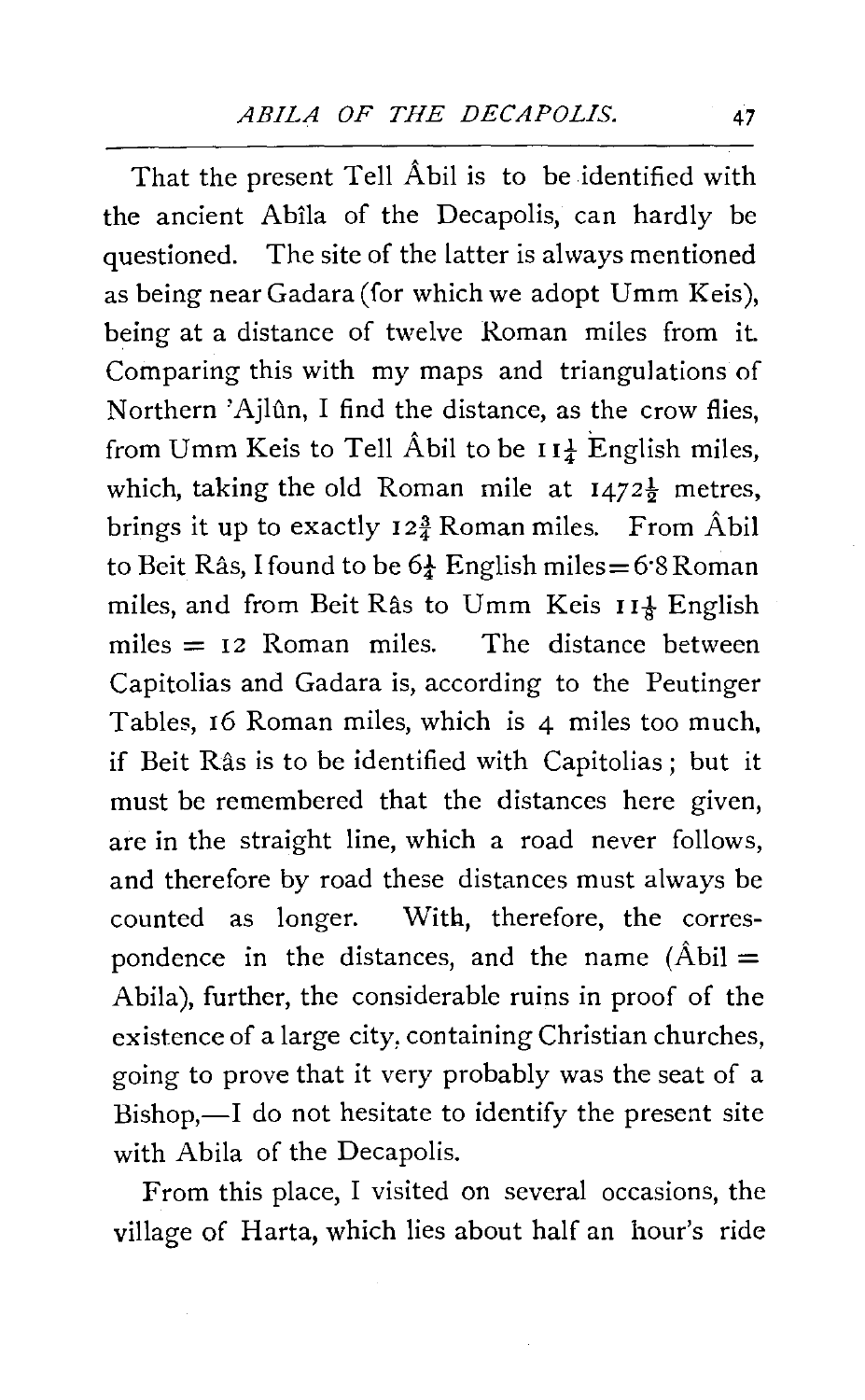That the present Tell Âbil is to be identified with the ancient Abîla of the Decapolis, can hardly be questioned. The site of the latter is always mentioned as being near Gadara (for which we adopt Umm Keis), being at a distance of twelve Roman miles from it. Comparing this with my maps and triangulations of Northern 'Ajlûn, I find the distance, as the crow flies, from Umm Keis to Tell Âbil to be $11\frac{1}{4}$ English miles, which, taking the old Roman mile at $1472\frac{1}{2}$ metres, brings it up to exactly $12\frac{3}{4}$ Roman miles. From Âbil to Beit Râs, I found to be $6\frac{1}{4}$ English miles = 6·8 Roman miles, and from Beit Râs to Umm Keis $11\frac{1}{8}$ English miles = 12 Roman miles. The distance between Capitolias and Gadara is, according to the Peutinger Tables, 16 Roman miles, which is 4 miles too much, if Beit Râs is to be identified with Capitolias; but it must be remembered that the distances here given, are in the straight line, which a road never follows, and therefore by road these distances must always be counted as longer. With, therefore, the correspondence in the distances, and the name (Âbil = Abila), further, the considerable ruins in proof of the existence of a large city, containing Christian churches, going to prove that it very probably was the seat of a Bishop,—I do not hesitate to identify the present site with Abila of the Decapolis.

From this place, I visited on several occasions, the village of Harta, which lies about half an hour's ride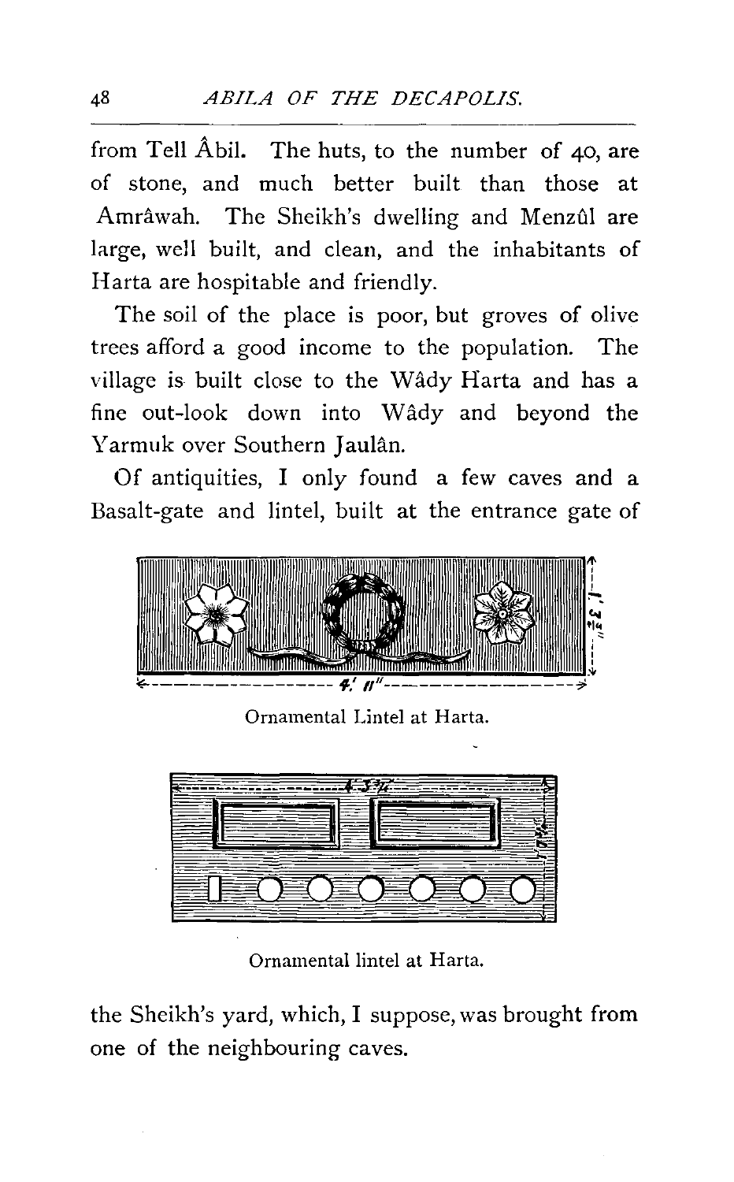from Tell Âbil. The huts, to the number of 40, are of stone, and much better built than those at Amrâwah. The Sheikh's dwelling and Menzûl are large, well built, and clean, and the inhabitants of Harta are hospitable and friendly.

The soil of the place is poor, but groves of olive trees afford a good income to the population. The village is built close to the Wâdy Harta and has a fine out-look down into Wâdy and beyond the Yarmuk over Southern Jaulân.

Of antiquities, I only found a few caves and a Basalt-gate and lintel, built at the entrance gate of

Ornamental Lintel at Harta.

Ornamental lintel at Harta.

the Sheikh's yard, which, I suppose, was brought from one of the neighbouring caves.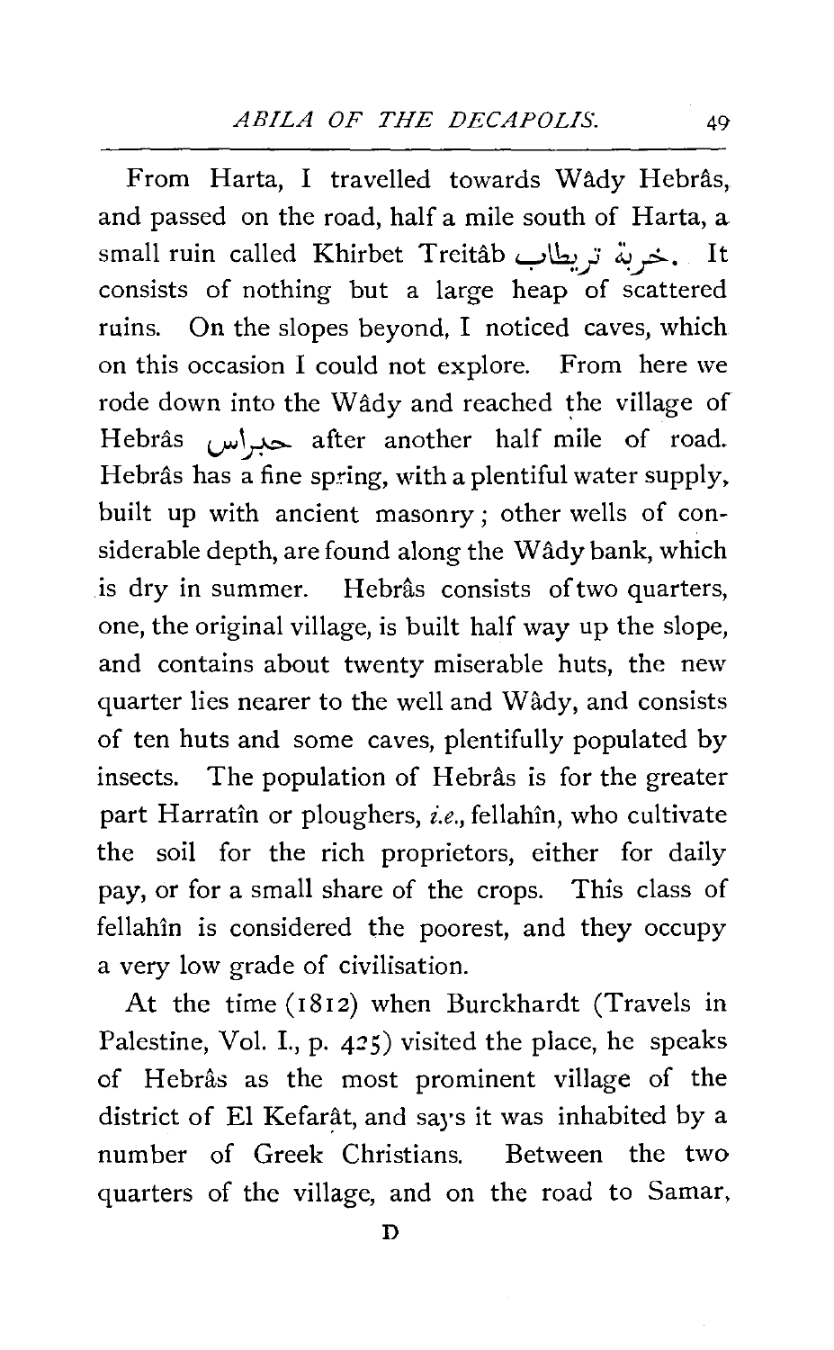From Harta, I travelled towards Wâdy Hebrâs, and passed on the road, half a mile south of Harta, a small ruin called Khirbet Treitâb خربة تريطاب. It consists of nothing but a large heap of scattered ruins. On the slopes beyond, I noticed caves, which on this occasion I could not explore. From here we rode down into the Wâdy and reached the village of Hebrâs حبراس after another half mile of road. Hebrâs has a fine spring, with a plentiful water supply, built up with ancient masonry; other wells of considerable depth, are found along the Wâdy bank, which is dry in summer. Hebrâs consists of two quarters, one, the original village, is built half way up the slope, and contains about twenty miserable huts, the new quarter lies nearer to the well and Wâdy, and consists of ten huts and some caves, plentifully populated by insects. The population of Hebrâs is for the greater part Harratîn or ploughers, *i.e.*, fellahîn, who cultivate the soil for the rich proprietors, either for daily pay, or for a small share of the crops. This class of fellahîn is considered the poorest, and they occupy a very low grade of civilisation.

At the time (1812) when Burckhardt (Travels in Palestine, Vol. I., p. 425) visited the place, he speaks of Hebrâs as the most prominent village of the district of El Kefarât, and says it was inhabited by a number of Greek Christians. Between the two quarters of the village, and on the road to Samar,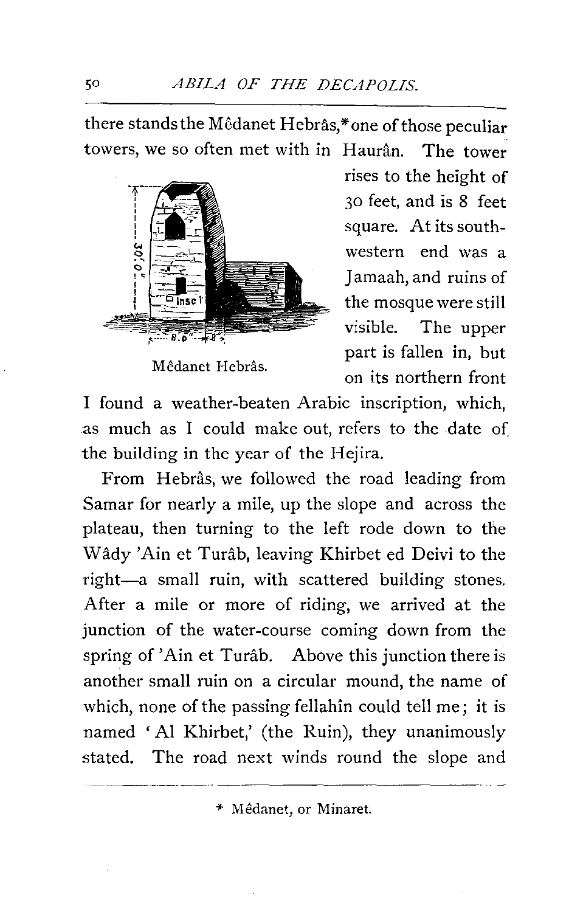there stands the Mêdanet Hebrâs,* one of those peculiar towers, we so often met with in Haurân. The tower rises to the height of 30 feet, and is 8 feet square. At its south-western end was a Jamaah, and ruins of the mosque were still visible. The upper part is fallen in, but on its northern front I found a weather-beaten Arabic inscription, which, as much as I could make out, refers to the date of the building in the year of the Hejira.

Mêdanet Hebrâs.

From Hebrâs, we followed the road leading from Samar for nearly a mile, up the slope and across the plateau, then turning to the left rode down to the Wâdy 'Ain et Turâb, leaving Khirbet ed Deivi to the right—a small ruin, with scattered building stones. After a mile or more of riding, we arrived at the junction of the water-course coming down from the spring of 'Ain et Turâb. Above this junction there is another small ruin on a circular mound, the name of which, none of the passing fellahîn could tell me; it is named 'Al Khirbet,' (the Ruin), they unanimously stated. The road next winds round the slope and

* Mêdanet, or Minaret.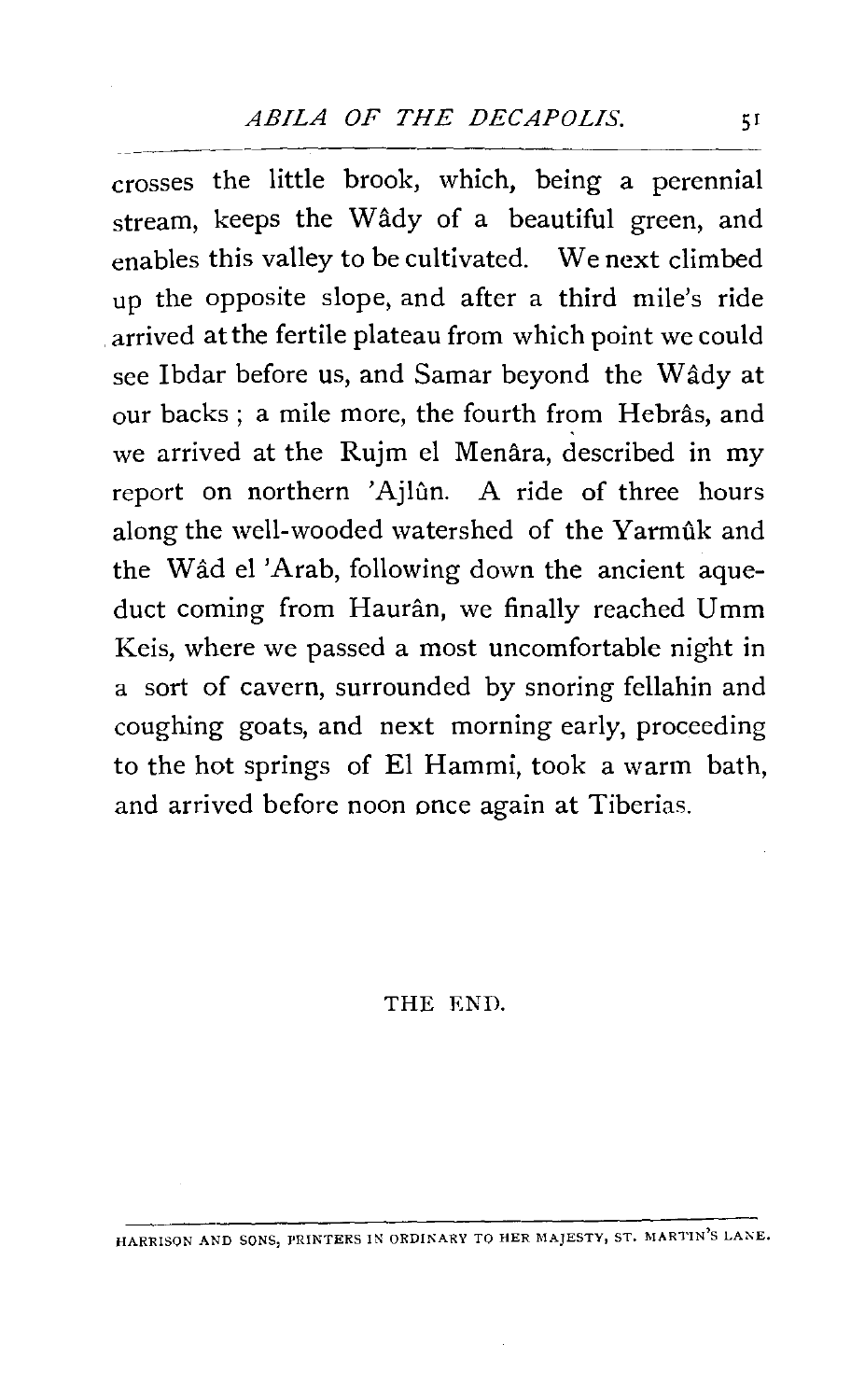crosses the little brook, which, being a perennial stream, keeps the Wâdy of a beautiful green, and enables this valley to be cultivated. We next climbed up the opposite slope, and after a third mile's ride arrived at the fertile plateau from which point we could see Ibdar before us, and Samar beyond the Wâdy at our backs; a mile more, the fourth from Hebrâs, and we arrived at the Rujm el Menâra, described in my report on northern 'Ajlûn. A ride of three hours along the well-wooded watershed of the Yarmûk and the Wâd el 'Arab, following down the ancient aqueduct coming from Haurân, we finally reached Umm Keis, where we passed a most uncomfortable night in a sort of cavern, surrounded by snoring fellahin and coughing goats, and next morning early, proceeding to the hot springs of El Hammi, took a warm bath, and arrived before noon once again at Tiberias.

THE END.

HARRISON AND SONS, PRINTERS IN ORDINARY TO HER MAJESTY, ST. MARTIN'S LANE.